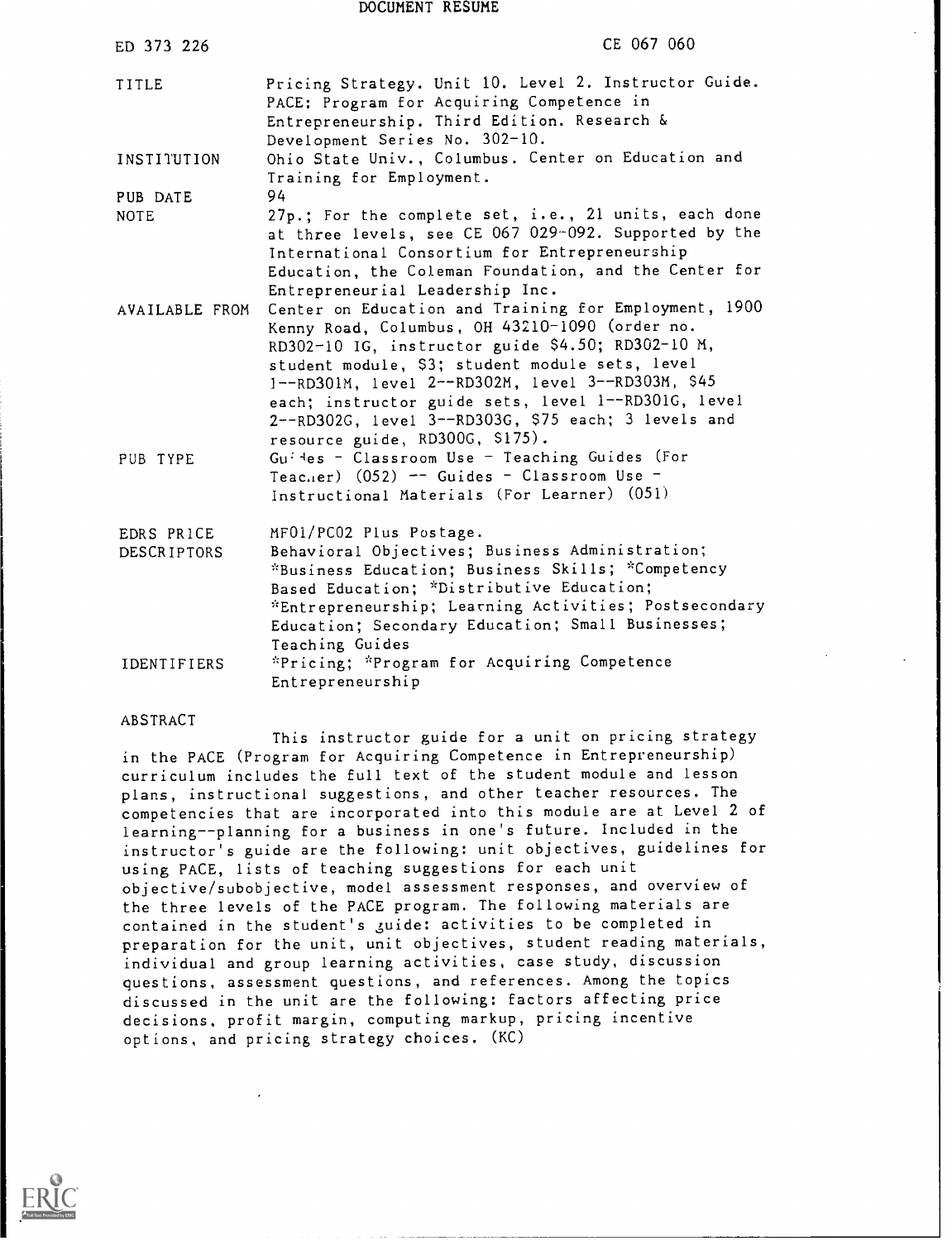# DOCUMENT RESUME

| | |
|---|---|
| ED 373 226 | CE 067 060 |
| TITLE | Pricing Strategy. Unit 10. Level 2. Instructor Guide. PACE: Program for Acquiring Competence in Entrepreneurship. Third Edition. Research & Development Series No. 302-10. |
| INSTITUTION | Ohio State Univ., Columbus. Center on Education and Training for Employment. |
| PUB DATE | 94 |
| NOTE | 27p.; For the complete set, i.e., 21 units, each done at three levels, see CE 067 029-092. Supported by the International Consortium for Entrepreneurship Education, the Coleman Foundation, and the Center for Entrepreneurial Leadership Inc. |
| AVAILABLE FROM | Center on Education and Training for Employment, 1900 Kenny Road, Columbus, OH 43210-1090 (order no. RD302-10 IG, instructor guide $4.50; RD302-10 M, student module, $3; student module sets, level 1--RD301M, level 2--RD302M, level 3--RD303M, $45 each; instructor guide sets, level 1--RD301G, level 2--RD302G, level 3--RD303G, $75 each; 3 levels and resource guide, RD300G, $175). |
| PUB TYPE | Guides - Classroom Use - Teaching Guides (For Teacher) (052) -- Guides - Classroom Use - Instructional Materials (For Learner) (051) |
| EDRS PRICE | MF01/PC02 Plus Postage. |
| DESCRIPTORS | Behavioral Objectives; Business Administration; *Business Education; Business Skills; *Competency Based Education; *Distributive Education; *Entrepreneurship; Learning Activities; Postsecondary Education; Secondary Education; Small Businesses; Teaching Guides |
| IDENTIFIERS | *Pricing; *Program for Acquiring Competence Entrepreneurship |

## ABSTRACT

This instructor guide for a unit on pricing strategy in the PACE (Program for Acquiring Competence in Entrepreneurship) curriculum includes the full text of the student module and lesson plans, instructional suggestions, and other teacher resources. The competencies that are incorporated into this module are at Level 2 of learning--planning for a business in one's future. Included in the instructor's guide are the following: unit objectives, guidelines for using PACE, lists of teaching suggestions for each unit objective/subobjective, model assessment responses, and overview of the three levels of the PACE program. The following materials are contained in the student's guide: activities to be completed in preparation for the unit, unit objectives, student reading materials, individual and group learning activities, case study, discussion questions, assessment questions, and references. Among the topics discussed in the unit are the following: factors affecting price decisions, profit margin, computing markup, pricing incentive options, and pricing strategy choices. (KC)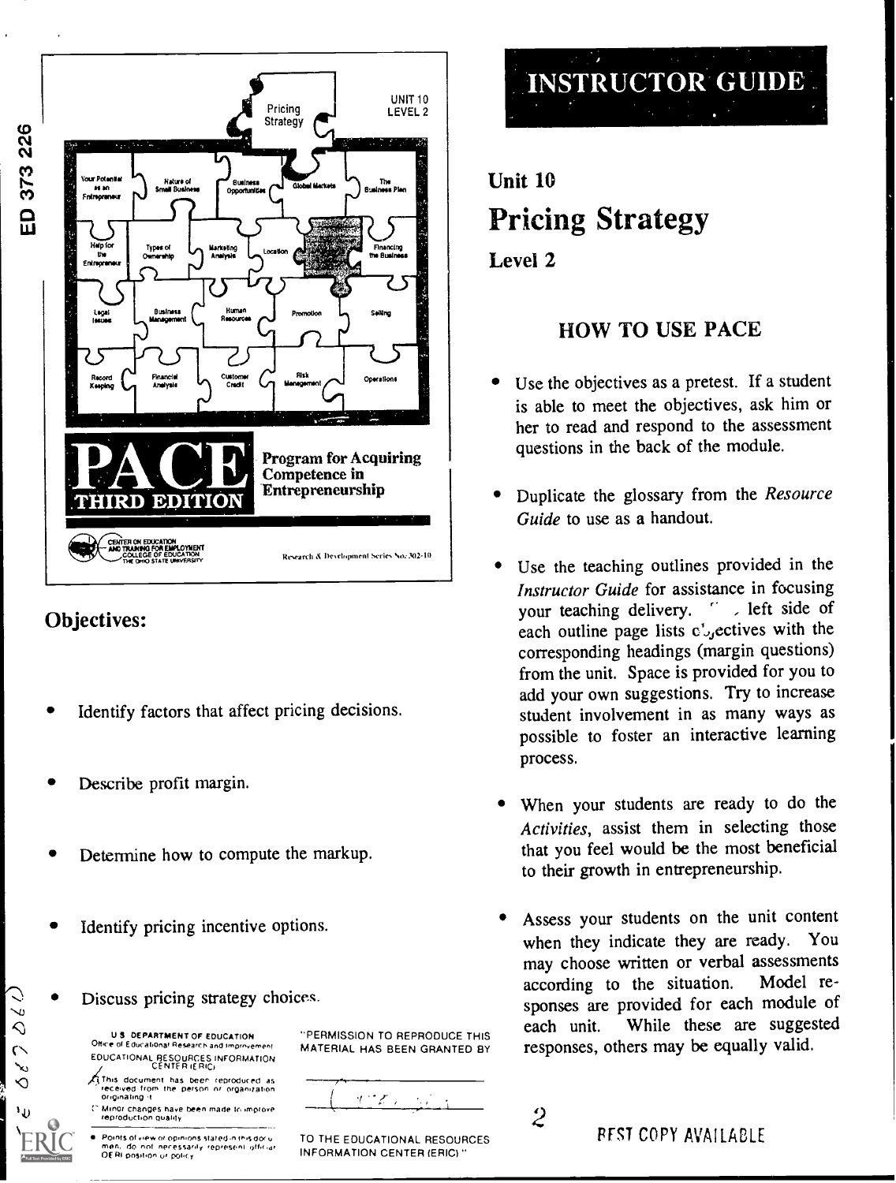UNIT 10
LEVEL 2

Pricing Strategy

PACE THIRD EDITION

Program for Acquiring Competence in Entrepreneurship

Research & Development Series No. 302-10

## Objectives:

- Identify factors that affect pricing decisions.
- Describe profit margin.
- Determine how to compute the markup.
- Identify pricing incentive options.
- Discuss pricing strategy choices.

# INSTRUCTOR GUIDE

## Unit 10
# Pricing Strategy
### Level 2

### HOW TO USE PACE

- Use the objectives as a pretest. If a student is able to meet the objectives, ask him or her to read and respond to the assessment questions in the back of the module.
- Duplicate the glossary from the *Resource Guide* to use as a handout.
- Use the teaching outlines provided in the *Instructor Guide* for assistance in focusing your teaching delivery. The left side of each outline page lists objectives with the corresponding headings (margin questions) from the unit. Space is provided for you to add your own suggestions. Try to increase student involvement in as many ways as possible to foster an interactive learning process.
- When your students are ready to do the *Activities*, assist them in selecting those that you feel would be the most beneficial to their growth in entrepreneurship.
- Assess your students on the unit content when they indicate they are ready. You may choose written or verbal assessments according to the situation. Model responses are provided for each module of each unit. While these are suggested responses, others may be equally valid.

U.S. DEPARTMENT OF EDUCATION
Office of Educational Research and Improvement
EDUCATIONAL RESOURCES INFORMATION CENTER (ERIC)

This document has been reproduced as received from the person or organization originating it.

Minor changes have been made to improve reproduction quality.

Points of view or opinions stated in this document do not necessarily represent official OERI position or policy.

"PERMISSION TO REPRODUCE THIS MATERIAL HAS BEEN GRANTED BY

TO THE EDUCATIONAL RESOURCES INFORMATION CENTER (ERIC)."

BEST COPY AVAILABLE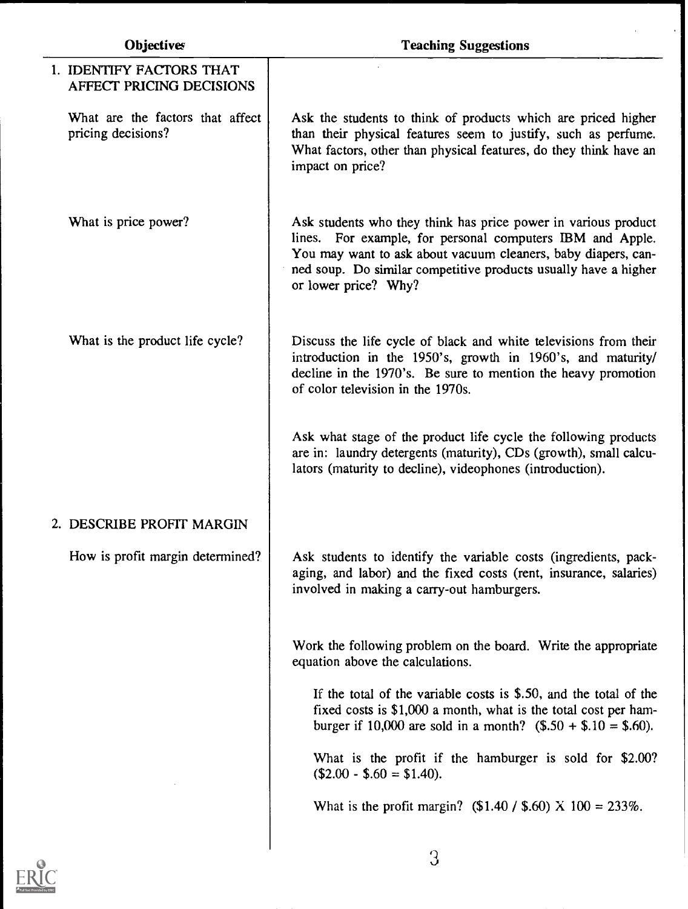| Objectives | Teaching Suggestions |
| --- | --- |
| 1. IDENTIFY FACTORS THAT AFFECT PRICING DECISIONS | |
| What are the factors that affect pricing decisions? | Ask the students to think of products which are priced higher than their physical features seem to justify, such as perfume. What factors, other than physical features, do they think have an impact on price? |
| What is price power? | Ask students who they think has price power in various product lines. For example, for personal computers IBM and Apple. You may want to ask about vacuum cleaners, baby diapers, canned soup. Do similar competitive products usually have a higher or lower price? Why? |
| What is the product life cycle? | Discuss the life cycle of black and white televisions from their introduction in the 1950's, growth in 1960's, and maturity/decline in the 1970's. Be sure to mention the heavy promotion of color television in the 1970s. |
| | Ask what stage of the product life cycle the following products are in: laundry detergents (maturity), CDs (growth), small calculators (maturity to decline), videophones (introduction). |
| 2. DESCRIBE PROFIT MARGIN | |
| How is profit margin determined? | Ask students to identify the variable costs (ingredients, packaging, and labor) and the fixed costs (rent, insurance, salaries) involved in making a carry-out hamburgers. |
| | Work the following problem on the board. Write the appropriate equation above the calculations. |
| | If the total of the variable costs is $.50, and the total of the fixed costs is $1,000 a month, what is the total cost per hamburger if 10,000 are sold in a month? ($.50 + $.10 = $.60). |
| | What is the profit if the hamburger is sold for $2.00? ($2.00 - $.60 = $1.40). |
| | What is the profit margin? ($1.40 / $.60) X 100 = 233%. |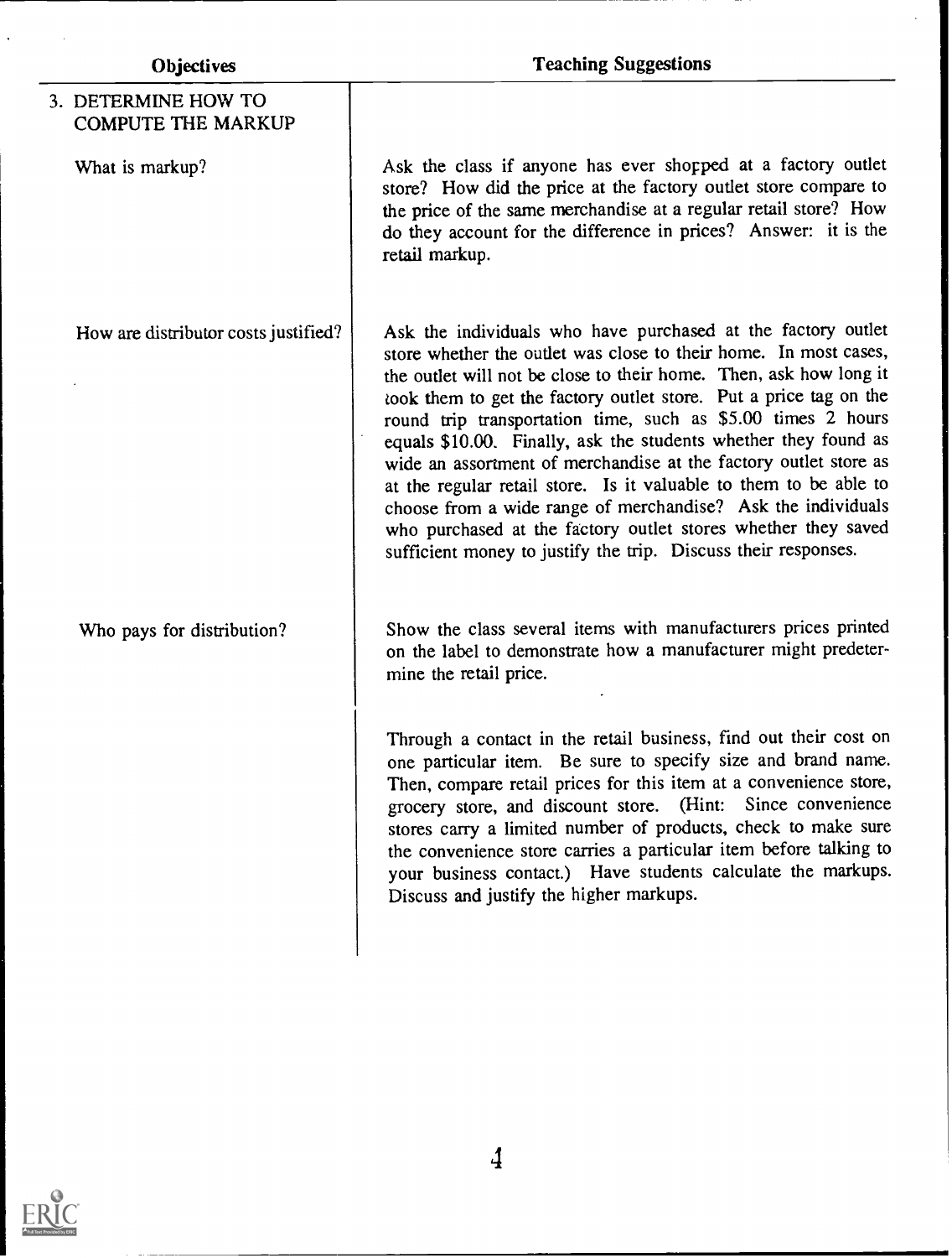| Objectives | Teaching Suggestions |
|---|---|
| 3. DETERMINE HOW TO COMPUTE THE MARKUP | |
| What is markup? | Ask the class if anyone has ever shopped at a factory outlet store? How did the price at the factory outlet store compare to the price of the same merchandise at a regular retail store? How do they account for the difference in prices? Answer: it is the retail markup. |
| How are distributor costs justified? | Ask the individuals who have purchased at the factory outlet store whether the outlet was close to their home. In most cases, the outlet will not be close to their home. Then, ask how long it took them to get the factory outlet store. Put a price tag on the round trip transportation time, such as $5.00 times 2 hours equals $10.00. Finally, ask the students whether they found as wide an assortment of merchandise at the factory outlet store as at the regular retail store. Is it valuable to them to be able to choose from a wide range of merchandise? Ask the individuals who purchased at the factory outlet stores whether they saved sufficient money to justify the trip. Discuss their responses. |
| Who pays for distribution? | Show the class several items with manufacturers prices printed on the label to demonstrate how a manufacturer might predetermine the retail price. |
| | Through a contact in the retail business, find out their cost on one particular item. Be sure to specify size and brand name. Then, compare retail prices for this item at a convenience store, grocery store, and discount store. (Hint: Since convenience stores carry a limited number of products, check to make sure the convenience store carries a particular item before talking to your business contact.) Have students calculate the markups. Discuss and justify the higher markups. |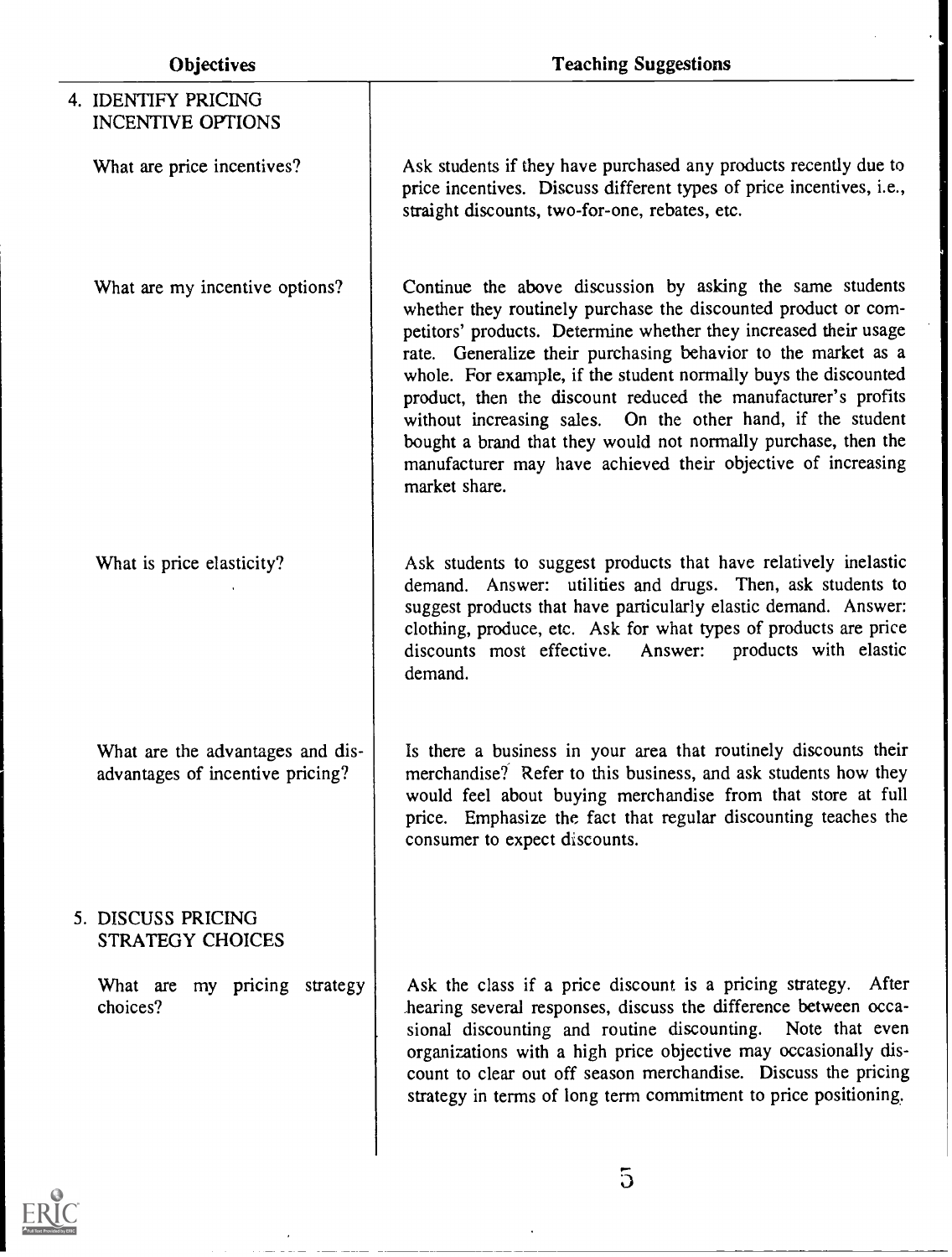| Objectives | Teaching Suggestions |
|---|---|
| 4. IDENTIFY PRICING INCENTIVE OPTIONS | |
| What are price incentives? | Ask students if they have purchased any products recently due to price incentives. Discuss different types of price incentives, i.e., straight discounts, two-for-one, rebates, etc. |
| What are my incentive options? | Continue the above discussion by asking the same students whether they routinely purchase the discounted product or competitors' products. Determine whether they increased their usage rate. Generalize their purchasing behavior to the market as a whole. For example, if the student normally buys the discounted product, then the discount reduced the manufacturer's profits without increasing sales. On the other hand, if the student bought a brand that they would not normally purchase, then the manufacturer may have achieved their objective of increasing market share. |
| What is price elasticity? | Ask students to suggest products that have relatively inelastic demand. Answer: utilities and drugs. Then, ask students to suggest products that have particularly elastic demand. Answer: clothing, produce, etc. Ask for what types of products are price discounts most effective. Answer: products with elastic demand. |
| What are the advantages and disadvantages of incentive pricing? | Is there a business in your area that routinely discounts their merchandise? Refer to this business, and ask students how they would feel about buying merchandise from that store at full price. Emphasize the fact that regular discounting teaches the consumer to expect discounts. |
| 5. DISCUSS PRICING STRATEGY CHOICES | |
| What are my pricing strategy choices? | Ask the class if a price discount is a pricing strategy. After hearing several responses, discuss the difference between occasional discounting and routine discounting. Note that even organizations with a high price objective may occasionally discount to clear out off season merchandise. Discuss the pricing strategy in terms of long term commitment to price positioning. |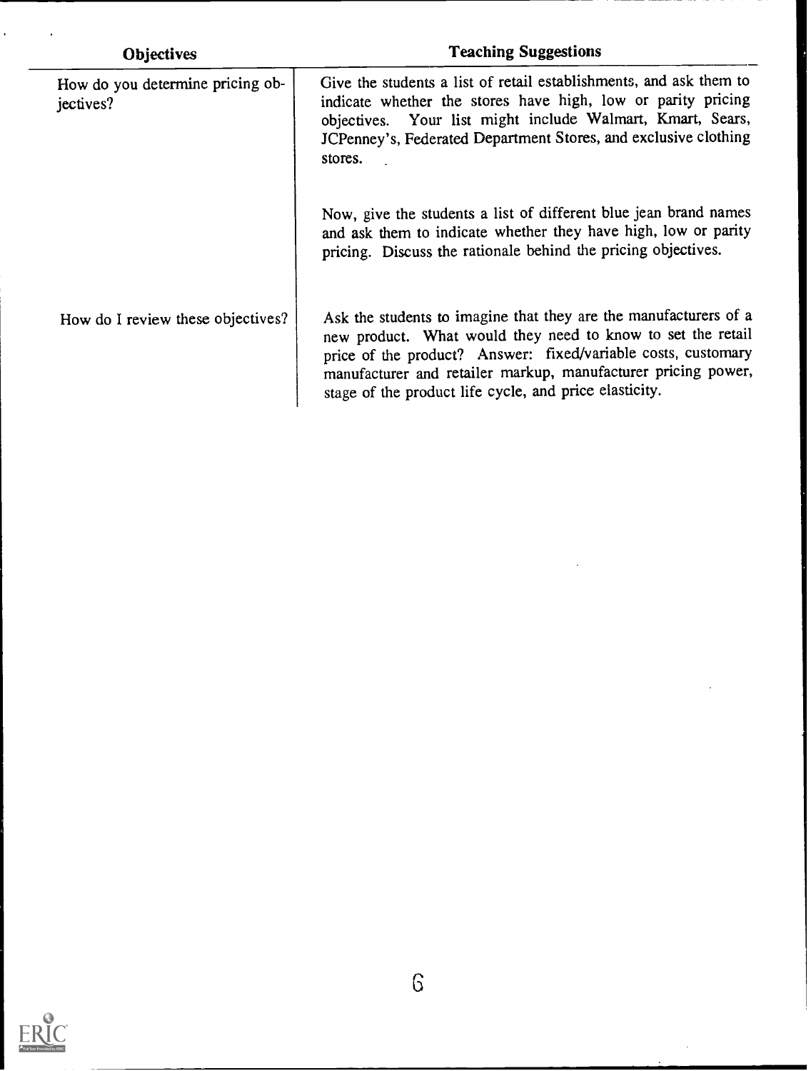| Objectives | Teaching Suggestions |
| --- | --- |
| How do you determine pricing objectives? | Give the students a list of retail establishments, and ask them to indicate whether the stores have high, low or parity pricing objectives. Your list might include Walmart, Kmart, Sears, JCPenney's, Federated Department Stores, and exclusive clothing stores. |
| | Now, give the students a list of different blue jean brand names and ask them to indicate whether they have high, low or parity pricing. Discuss the rationale behind the pricing objectives. |
| How do I review these objectives? | Ask the students to imagine that they are the manufacturers of a new product. What would they need to know to set the retail price of the product? Answer: fixed/variable costs, customary manufacturer and retailer markup, manufacturer pricing power, stage of the product life cycle, and price elasticity. |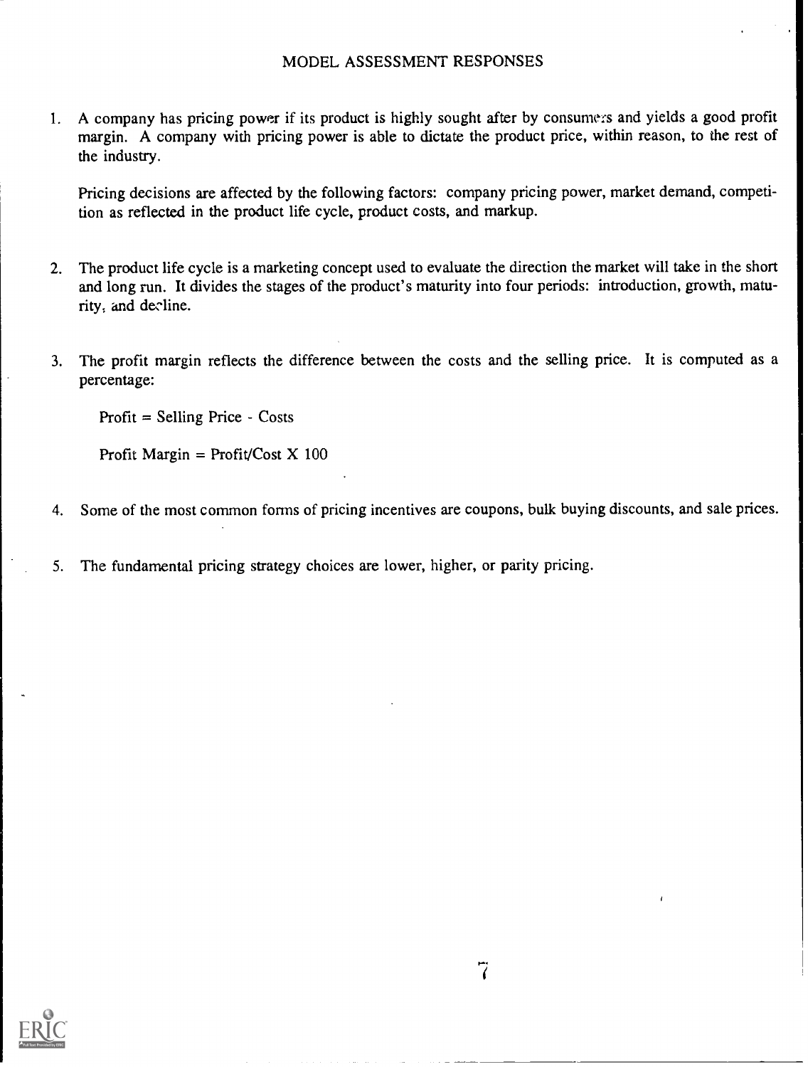# MODEL ASSESSMENT RESPONSES

1. A company has pricing power if its product is highly sought after by consumers and yields a good profit margin. A company with pricing power is able to dictate the product price, within reason, to the rest of the industry.

   Pricing decisions are affected by the following factors: company pricing power, market demand, competition as reflected in the product life cycle, product costs, and markup.

2. The product life cycle is a marketing concept used to evaluate the direction the market will take in the short and long run. It divides the stages of the product's maturity into four periods: introduction, growth, maturity, and decline.

3. The profit margin reflects the difference between the costs and the selling price. It is computed as a percentage:

   Profit = Selling Price - Costs

   Profit Margin = Profit/Cost X 100

4. Some of the most common forms of pricing incentives are coupons, bulk buying discounts, and sale prices.

5. The fundamental pricing strategy choices are lower, higher, or parity pricing.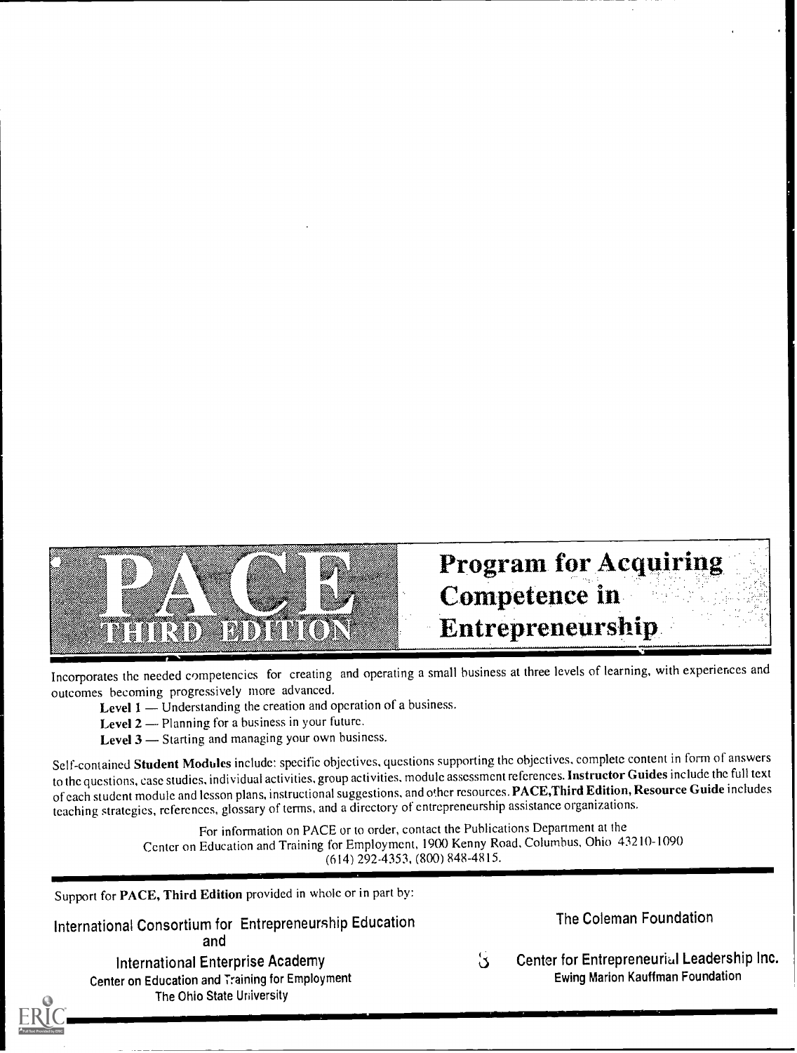# PACE THIRD EDITION

# Program for Acquiring Competence in Entrepreneurship

Incorporates the needed competencies for creating and operating a small business at three levels of learning, with experiences and outcomes becoming progressively more advanced.

**Level 1** — Understanding the creation and operation of a business.

**Level 2** — Planning for a business in your future.

**Level 3** — Starting and managing your own business.

Self-contained **Student Modules** include: specific objectives, questions supporting the objectives, complete content in form of answers to the questions, case studies, individual activities, group activities, module assessment references. **Instructor Guides** include the full text of each student module and lesson plans, instructional suggestions, and other resources. **PACE, Third Edition, Resource Guide** includes teaching strategies, references, glossary of terms, and a directory of entrepreneurship assistance organizations.

For information on PACE or to order, contact the Publications Department at the Center on Education and Training for Employment, 1900 Kenny Road, Columbus, Ohio 43210-1090 (614) 292-4353, (800) 848-4815.

Support for **PACE, Third Edition** provided in whole or in part by:

International Consortium for Entrepreneurship Education
and
International Enterprise Academy
Center on Education and Training for Employment
The Ohio State University

The Coleman Foundation

Center for Entrepreneurial Leadership Inc.
Ewing Marion Kauffman Foundation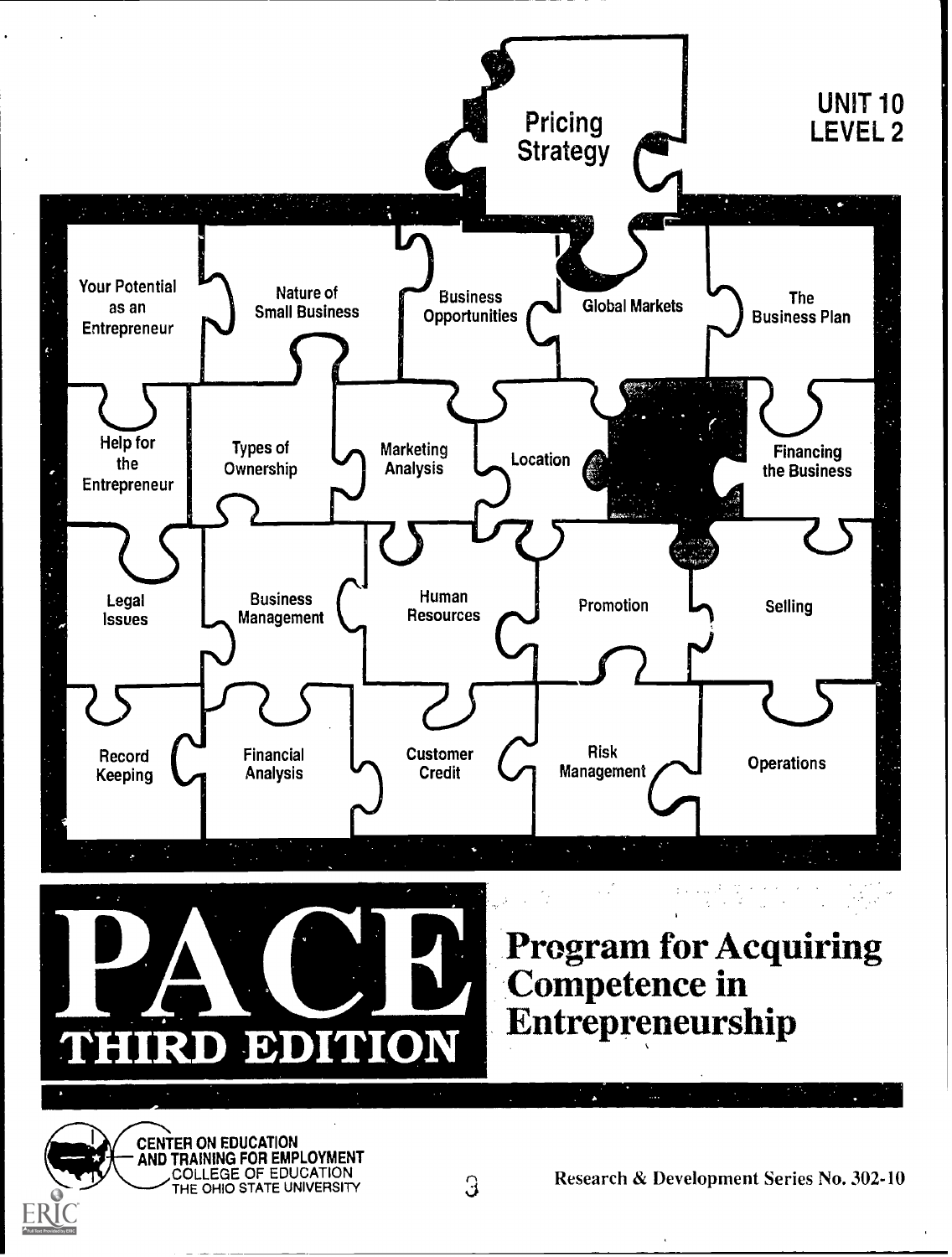# Pricing Strategy

UNIT 10
LEVEL 2

Your Potential as an Entrepreneur

Nature of Small Business

Business Opportunities

Global Markets

The Business Plan

Help for the Entrepreneur

Types of Ownership

Marketing Analysis

Location

Financing the Business

Legal Issues

Business Management

Human Resources

Promotion

Selling

Record Keeping

Financial Analysis

Customer Credit

Risk Management

Operations

# PACE

**THIRD EDITION**

## Program for Acquiring Competence in Entrepreneurship

CENTER ON EDUCATION AND TRAINING FOR EMPLOYMENT
COLLEGE OF EDUCATION
THE OHIO STATE UNIVERSITY

Research & Development Series No. 302-10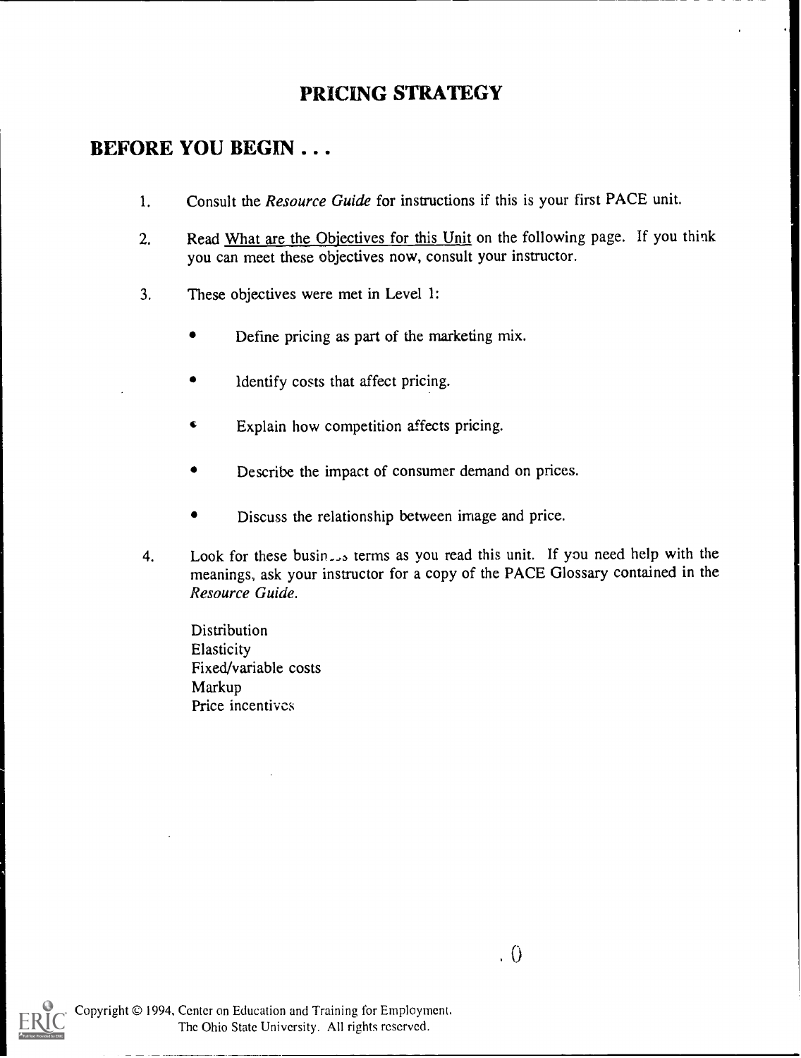# PRICING STRATEGY

## BEFORE YOU BEGIN . . .

1. Consult the *Resource Guide* for instructions if this is your first PACE unit.

2. Read What are the Objectives for this Unit on the following page. If you think you can meet these objectives now, consult your instructor.

3. These objectives were met in Level 1:

   - Define pricing as part of the marketing mix.
   - Identify costs that affect pricing.
   - Explain how competition affects pricing.
   - Describe the impact of consumer demand on prices.
   - Discuss the relationship between image and price.

4. Look for these business terms as you read this unit. If you need help with the meanings, ask your instructor for a copy of the PACE Glossary contained in the *Resource Guide*.

   Distribution
   Elasticity
   Fixed/variable costs
   Markup
   Price incentives

Copyright © 1994, Center on Education and Training for Employment, The Ohio State University. All rights reserved.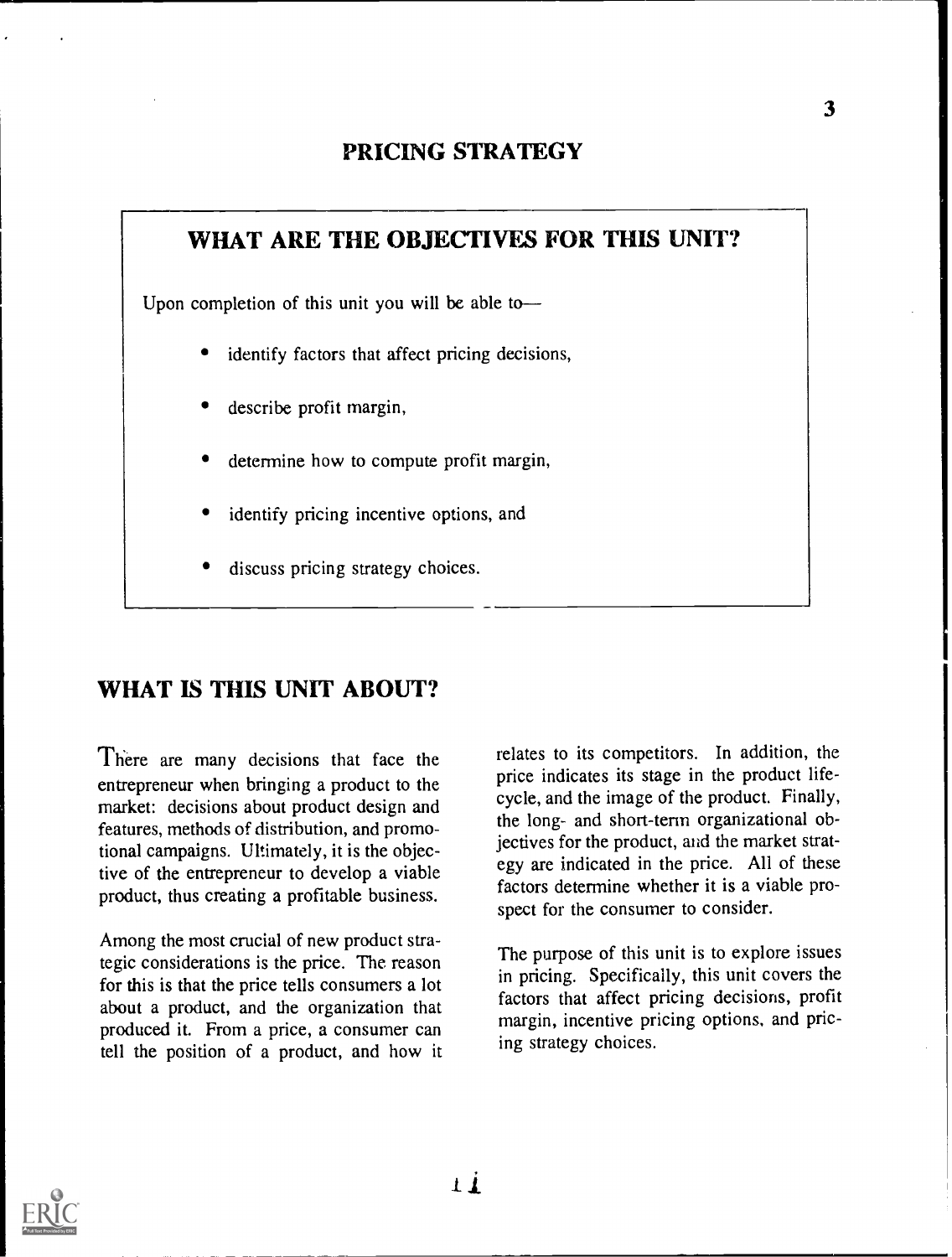# PRICING STRATEGY

## WHAT ARE THE OBJECTIVES FOR THIS UNIT?

Upon completion of this unit you will be able to—

- identify factors that affect pricing decisions,
- describe profit margin,
- determine how to compute profit margin,
- identify pricing incentive options, and
- discuss pricing strategy choices.

## WHAT IS THIS UNIT ABOUT?

There are many decisions that face the entrepreneur when bringing a product to the market: decisions about product design and features, methods of distribution, and promotional campaigns. Ultimately, it is the objective of the entrepreneur to develop a viable product, thus creating a profitable business.

Among the most crucial of new product strategic considerations is the price. The reason for this is that the price tells consumers a lot about a product, and the organization that produced it. From a price, a consumer can tell the position of a product, and how it relates to its competitors. In addition, the price indicates its stage in the product life-cycle, and the image of the product. Finally, the long- and short-term organizational objectives for the product, and the market strategy are indicated in the price. All of these factors determine whether it is a viable prospect for the consumer to consider.

The purpose of this unit is to explore issues in pricing. Specifically, this unit covers the factors that affect pricing decisions, profit margin, incentive pricing options, and pricing strategy choices.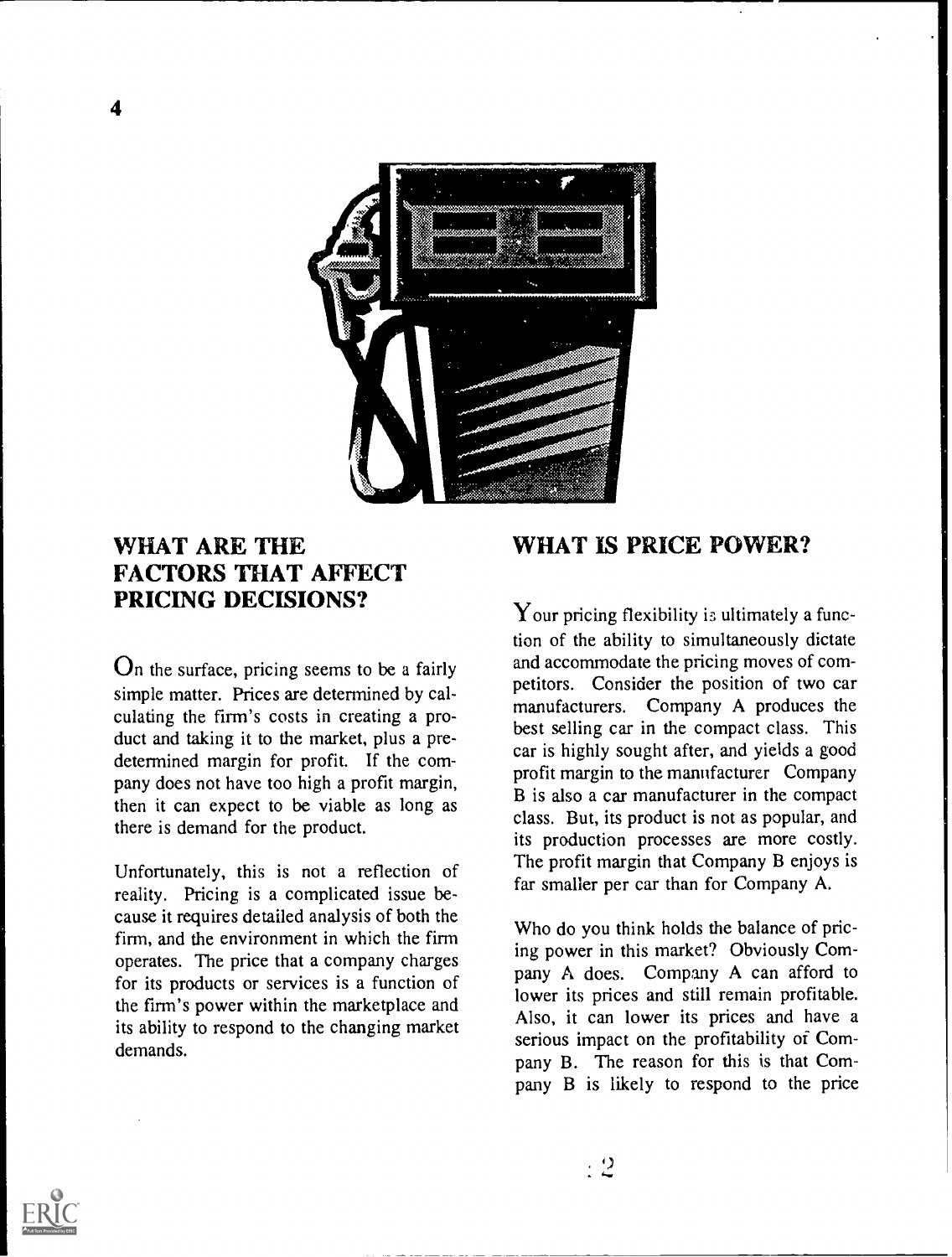## WHAT ARE THE FACTORS THAT AFFECT PRICING DECISIONS?

On the surface, pricing seems to be a fairly simple matter. Prices are determined by calculating the firm's costs in creating a product and taking it to the market, plus a predetermined margin for profit. If the company does not have too high a profit margin, then it can expect to be viable as long as there is demand for the product.

Unfortunately, this is not a reflection of reality. Pricing is a complicated issue because it requires detailed analysis of both the firm, and the environment in which the firm operates. The price that a company charges for its products or services is a function of the firm's power within the marketplace and its ability to respond to the changing market demands.

## WHAT IS PRICE POWER?

Your pricing flexibility is ultimately a function of the ability to simultaneously dictate and accommodate the pricing moves of competitors. Consider the position of two car manufacturers. Company A produces the best selling car in the compact class. This car is highly sought after, and yields a good profit margin to the manufacturer Company B is also a car manufacturer in the compact class. But, its product is not as popular, and its production processes are more costly. The profit margin that Company B enjoys is far smaller per car than for Company A.

Who do you think holds the balance of pricing power in this market? Obviously Company A does. Company A can afford to lower its prices and still remain profitable. Also, it can lower its prices and have a serious impact on the profitability of Company B. The reason for this is that Company B is likely to respond to the price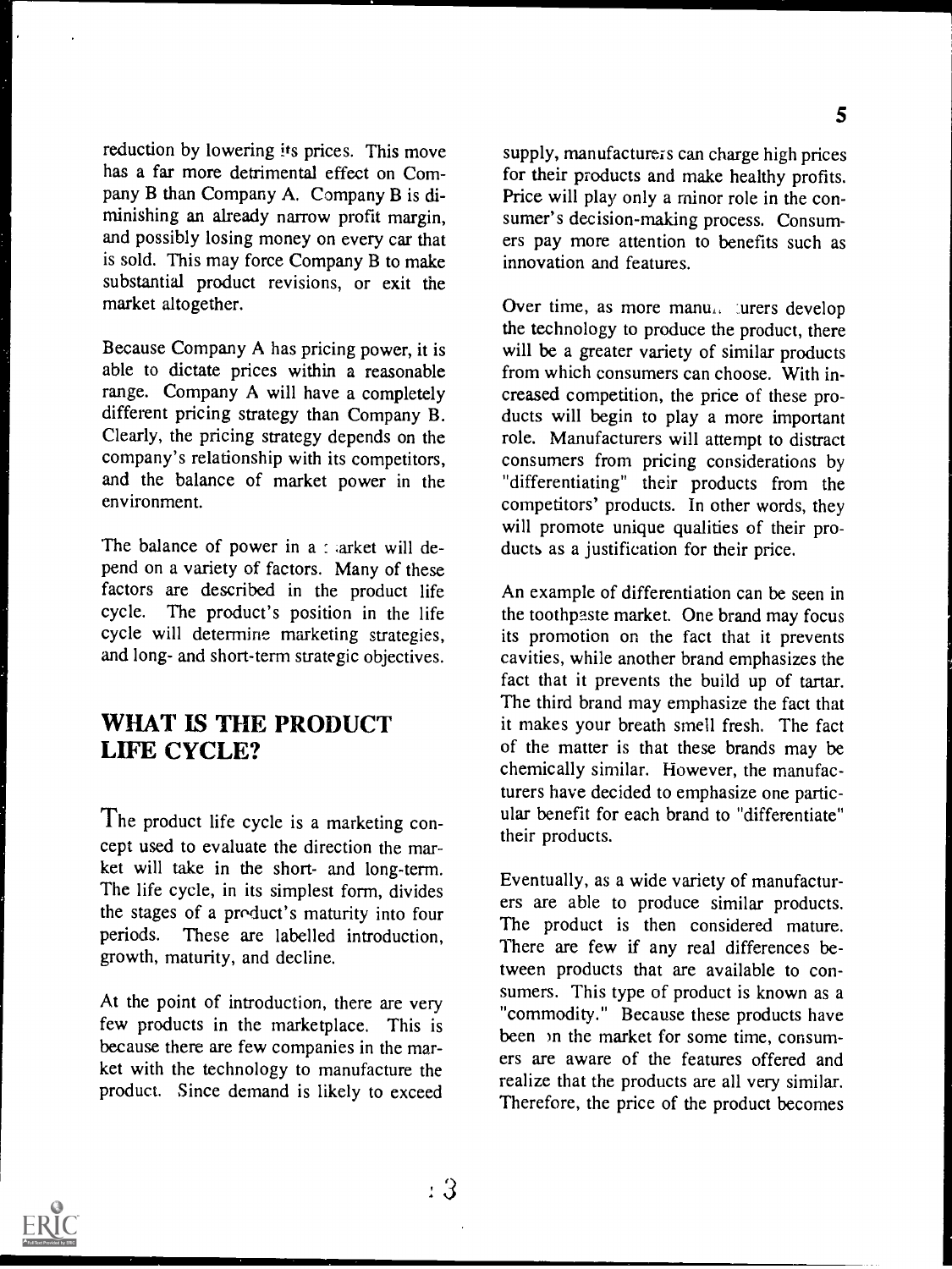reduction by lowering its prices. This move has a far more detrimental effect on Company B than Company A. Company B is diminishing an already narrow profit margin, and possibly losing money on every car that is sold. This may force Company B to make substantial product revisions, or exit the market altogether.

Because Company A has pricing power, it is able to dictate prices within a reasonable range. Company A will have a completely different pricing strategy than Company B. Clearly, the pricing strategy depends on the company's relationship with its competitors, and the balance of market power in the environment.

The balance of power in a market will depend on a variety of factors. Many of these factors are described in the product life cycle. The product's position in the life cycle will determine marketing strategies, and long- and short-term strategic objectives.

## WHAT IS THE PRODUCT LIFE CYCLE?

The product life cycle is a marketing concept used to evaluate the direction the market will take in the short- and long-term. The life cycle, in its simplest form, divides the stages of a product's maturity into four periods. These are labelled introduction, growth, maturity, and decline.

At the point of introduction, there are very few products in the marketplace. This is because there are few companies in the market with the technology to manufacture the product. Since demand is likely to exceed supply, manufacturers can charge high prices for their products and make healthy profits. Price will play only a minor role in the consumer's decision-making process. Consumers pay more attention to benefits such as innovation and features.

Over time, as more manufacturers develop the technology to produce the product, there will be a greater variety of similar products from which consumers can choose. With increased competition, the price of these products will begin to play a more important role. Manufacturers will attempt to distract consumers from pricing considerations by "differentiating" their products from the competitors' products. In other words, they will promote unique qualities of their products as a justification for their price.

An example of differentiation can be seen in the toothpaste market. One brand may focus its promotion on the fact that it prevents cavities, while another brand emphasizes the fact that it prevents the build up of tartar. The third brand may emphasize the fact that it makes your breath smell fresh. The fact of the matter is that these brands may be chemically similar. However, the manufacturers have decided to emphasize one particular benefit for each brand to "differentiate" their products.

Eventually, as a wide variety of manufacturers are able to produce similar products. The product is then considered mature. There are few if any real differences between products that are available to consumers. This type of product is known as a "commodity." Because these products have been on the market for some time, consumers are aware of the features offered and realize that the products are all very similar. Therefore, the price of the product becomes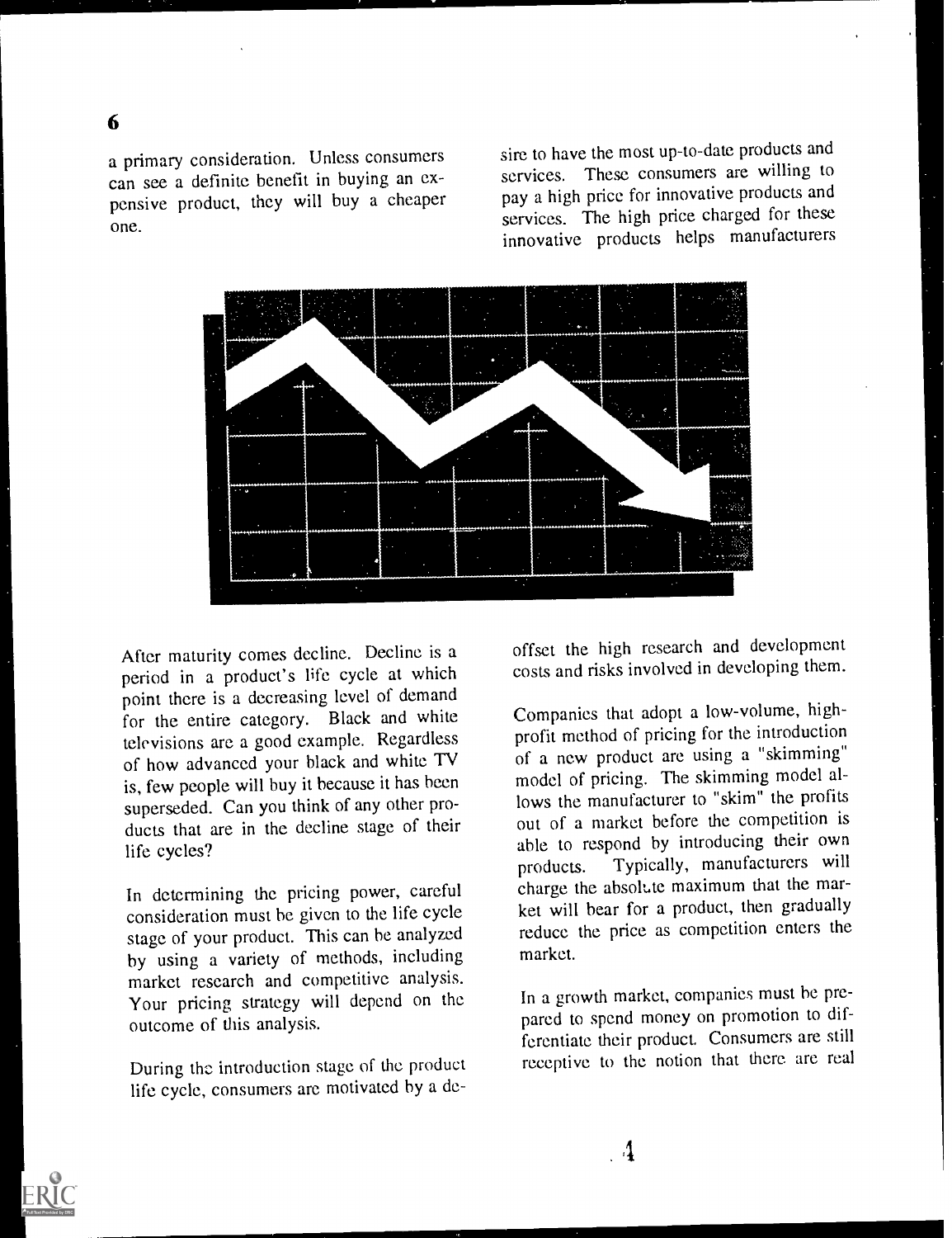a primary consideration. Unless consumers can see a definite benefit in buying an expensive product, they will buy a cheaper one.

After maturity comes decline. Decline is a period in a product's life cycle at which point there is a decreasing level of demand for the entire category. Black and white televisions are a good example. Regardless of how advanced your black and white TV is, few people will buy it because it has been superseded. Can you think of any other products that are in the decline stage of their life cycles?

In determining the pricing power, careful consideration must be given to the life cycle stage of your product. This can be analyzed by using a variety of methods, including market research and competitive analysis. Your pricing strategy will depend on the outcome of this analysis.

During the introduction stage of the product life cycle, consumers are motivated by a desire to have the most up-to-date products and services. These consumers are willing to pay a high price for innovative products and services. The high price charged for these innovative products helps manufacturers offset the high research and development costs and risks involved in developing them.

Companies that adopt a low-volume, high-profit method of pricing for the introduction of a new product are using a "skimming" model of pricing. The skimming model allows the manufacturer to "skim" the profits out of a market before the competition is able to respond by introducing their own products. Typically, manufacturers will charge the absolute maximum that the market will bear for a product, then gradually reduce the price as competition enters the market.

In a growth market, companies must be prepared to spend money on promotion to differentiate their product. Consumers are still receptive to the notion that there are real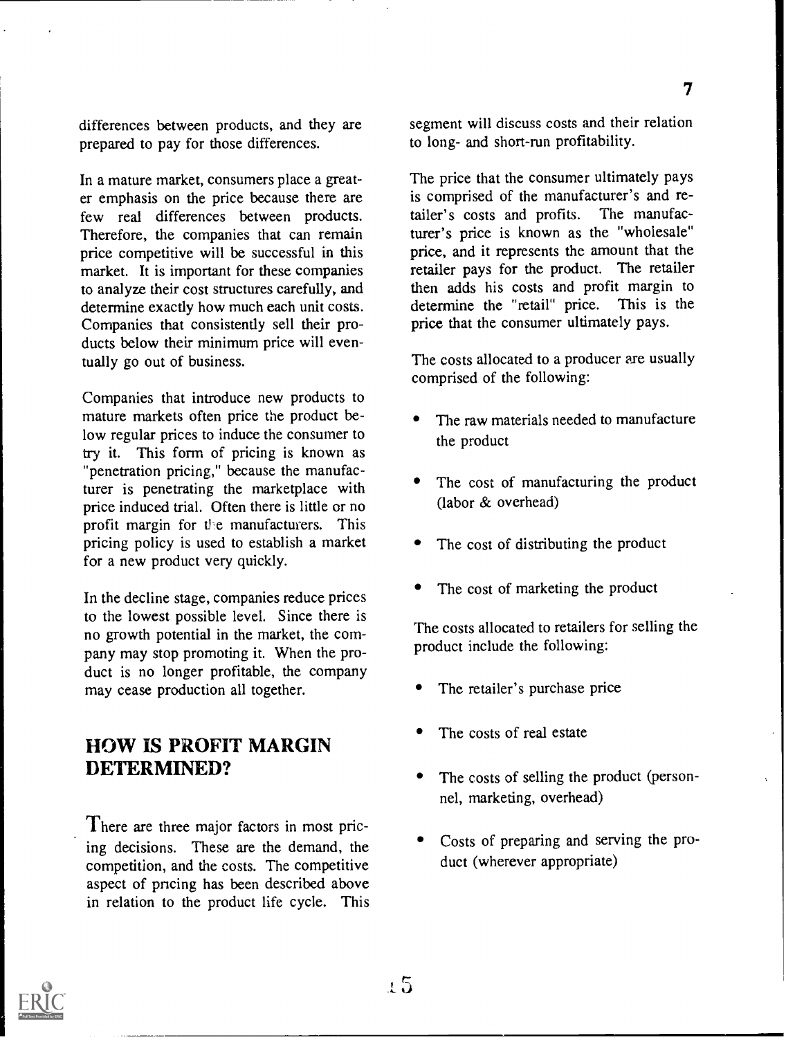differences between products, and they are prepared to pay for those differences.

In a mature market, consumers place a greater emphasis on the price because there are few real differences between products. Therefore, the companies that can remain price competitive will be successful in this market. It is important for these companies to analyze their cost structures carefully, and determine exactly how much each unit costs. Companies that consistently sell their products below their minimum price will eventually go out of business.

Companies that introduce new products to mature markets often price the product below regular prices to induce the consumer to try it. This form of pricing is known as "penetration pricing," because the manufacturer is penetrating the marketplace with price induced trial. Often there is little or no profit margin for the manufacturers. This pricing policy is used to establish a market for a new product very quickly.

In the decline stage, companies reduce prices to the lowest possible level. Since there is no growth potential in the market, the company may stop promoting it. When the product is no longer profitable, the company may cease production all together.

## HOW IS PROFIT MARGIN DETERMINED?

There are three major factors in most pricing decisions. These are the demand, the competition, and the costs. The competitive aspect of pricing has been described above in relation to the product life cycle. This segment will discuss costs and their relation to long- and short-run profitability.

The price that the consumer ultimately pays is comprised of the manufacturer's and retailer's costs and profits. The manufacturer's price is known as the "wholesale" price, and it represents the amount that the retailer pays for the product. The retailer then adds his costs and profit margin to determine the "retail" price. This is the price that the consumer ultimately pays.

The costs allocated to a producer are usually comprised of the following:

- The raw materials needed to manufacture the product
- The cost of manufacturing the product (labor & overhead)
- The cost of distributing the product
- The cost of marketing the product

The costs allocated to retailers for selling the product include the following:

- The retailer's purchase price
- The costs of real estate
- The costs of selling the product (personnel, marketing, overhead)
- Costs of preparing and serving the product (wherever appropriate)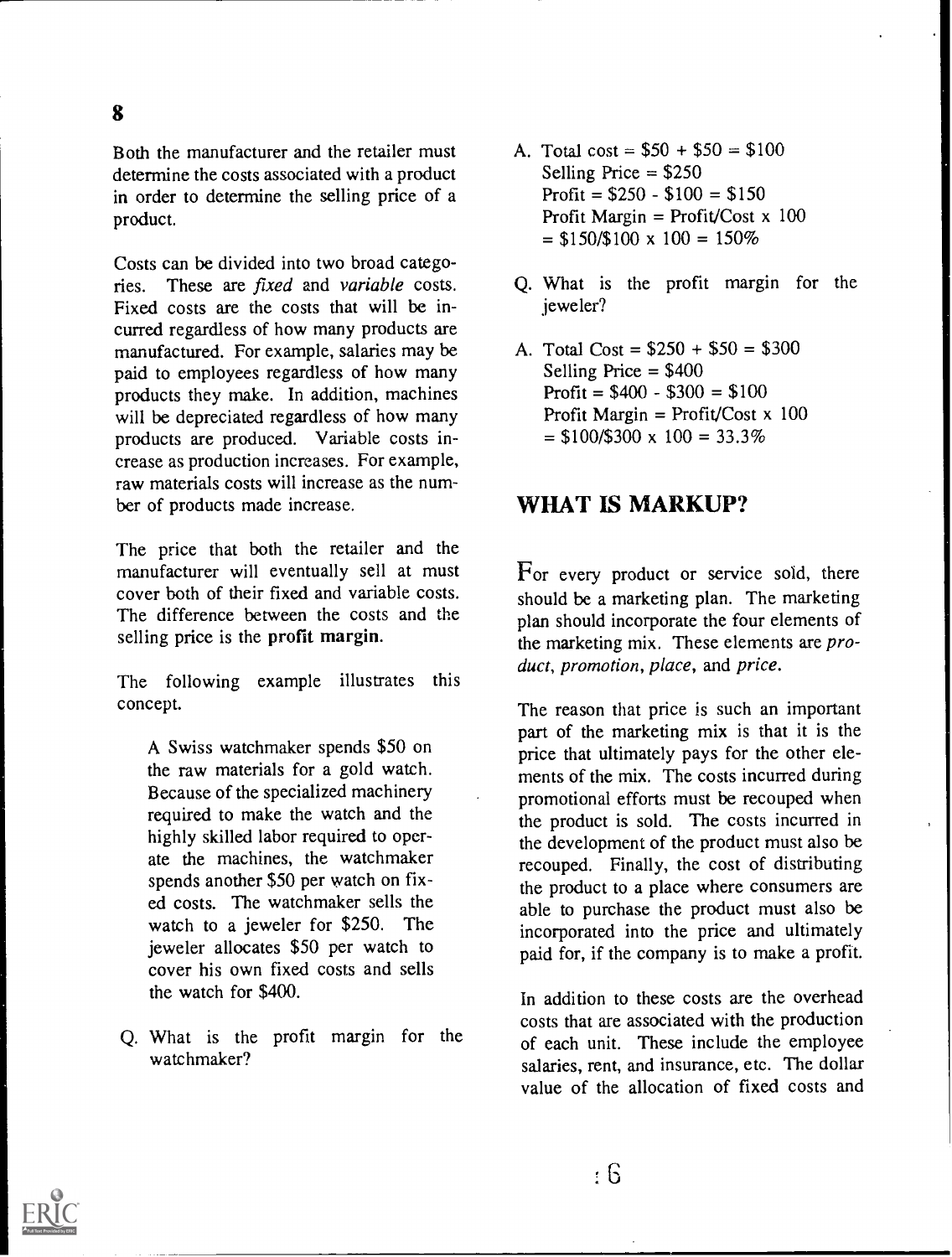Both the manufacturer and the retailer must determine the costs associated with a product in order to determine the selling price of a product.

Costs can be divided into two broad categories. These are *fixed* and *variable* costs. Fixed costs are the costs that will be incurred regardless of how many products are manufactured. For example, salaries may be paid to employees regardless of how many products they make. In addition, machines will be depreciated regardless of how many products are produced. Variable costs increase as production increases. For example, raw materials costs will increase as the number of products made increase.

The price that both the retailer and the manufacturer will eventually sell at must cover both of their fixed and variable costs. The difference between the costs and the selling price is the **profit margin**.

The following example illustrates this concept.

> A Swiss watchmaker spends $50 on the raw materials for a gold watch. Because of the specialized machinery required to make the watch and the highly skilled labor required to operate the machines, the watchmaker spends another $50 per watch on fixed costs. The watchmaker sells the watch to a jeweler for $250. The jeweler allocates $50 per watch to cover his own fixed costs and sells the watch for $400.

Q. What is the profit margin for the watchmaker?

A. Total cost = $50 + $50 = $100
Selling Price = $250
Profit = $250 - $100 = $150
Profit Margin = Profit/Cost x 100
= $150/$100 x 100 = 150%

Q. What is the profit margin for the jeweler?

A. Total Cost = $250 + $50 = $300
Selling Price = $400
Profit = $400 - $300 = $100
Profit Margin = Profit/Cost x 100
= $100/$300 x 100 = 33.3%

## WHAT IS MARKUP?

For every product or service sold, there should be a marketing plan. The marketing plan should incorporate the four elements of the marketing mix. These elements are *product*, *promotion*, *place*, and *price*.

The reason that price is such an important part of the marketing mix is that it is the price that ultimately pays for the other elements of the mix. The costs incurred during promotional efforts must be recouped when the product is sold. The costs incurred in the development of the product must also be recouped. Finally, the cost of distributing the product to a place where consumers are able to purchase the product must also be incorporated into the price and ultimately paid for, if the company is to make a profit.

In addition to these costs are the overhead costs that are associated with the production of each unit. These include the employee salaries, rent, and insurance, etc. The dollar value of the allocation of fixed costs and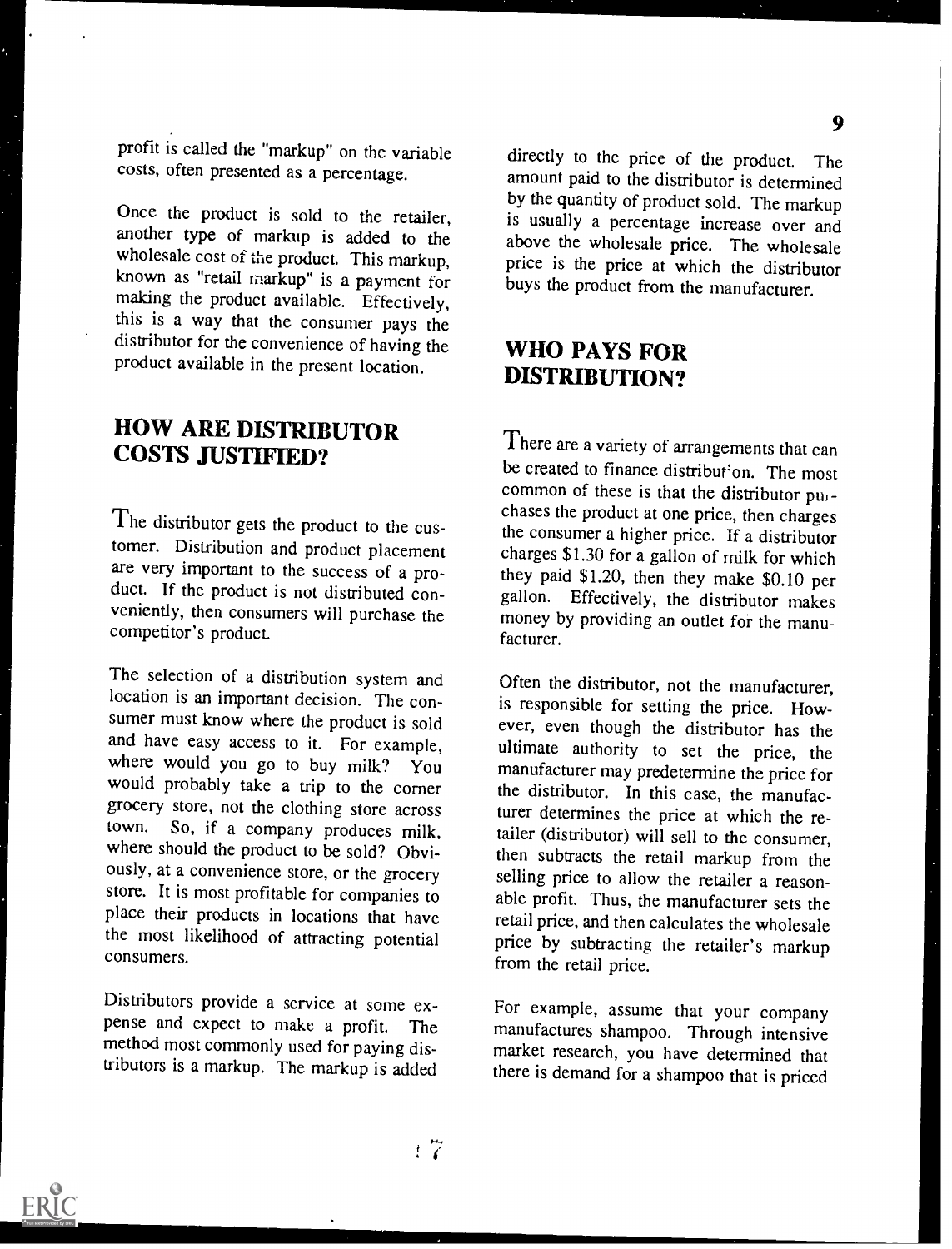profit is called the "markup" on the variable costs, often presented as a percentage.

Once the product is sold to the retailer, another type of markup is added to the wholesale cost of the product. This markup, known as "retail markup" is a payment for making the product available. Effectively, this is a way that the consumer pays the distributor for the convenience of having the product available in the present location.

## HOW ARE DISTRIBUTOR COSTS JUSTIFIED?

The distributor gets the product to the customer. Distribution and product placement are very important to the success of a product. If the product is not distributed conveniently, then consumers will purchase the competitor's product.

The selection of a distribution system and location is an important decision. The consumer must know where the product is sold and have easy access to it. For example, where would you go to buy milk? You would probably take a trip to the corner grocery store, not the clothing store across town. So, if a company produces milk, where should the product to be sold? Obviously, at a convenience store, or the grocery store. It is most profitable for companies to place their products in locations that have the most likelihood of attracting potential consumers.

Distributors provide a service at some expense and expect to make a profit. The method most commonly used for paying distributors is a markup. The markup is added directly to the price of the product. The amount paid to the distributor is determined by the quantity of product sold. The markup is usually a percentage increase over and above the wholesale price. The wholesale price is the price at which the distributor buys the product from the manufacturer.

## WHO PAYS FOR DISTRIBUTION?

There are a variety of arrangements that can be created to finance distribution. The most common of these is that the distributor purchases the product at one price, then charges the consumer a higher price. If a distributor charges $1.30 for a gallon of milk for which they paid $1.20, then they make $0.10 per gallon. Effectively, the distributor makes money by providing an outlet for the manufacturer.

Often the distributor, not the manufacturer, is responsible for setting the price. However, even though the distributor has the ultimate authority to set the price, the manufacturer may predetermine the price for the distributor. In this case, the manufacturer determines the price at which the retailer (distributor) will sell to the consumer, then subtracts the retail markup from the selling price to allow the retailer a reasonable profit. Thus, the manufacturer sets the retail price, and then calculates the wholesale price by subtracting the retailer's markup from the retail price.

For example, assume that your company manufactures shampoo. Through intensive market research, you have determined that there is demand for a shampoo that is priced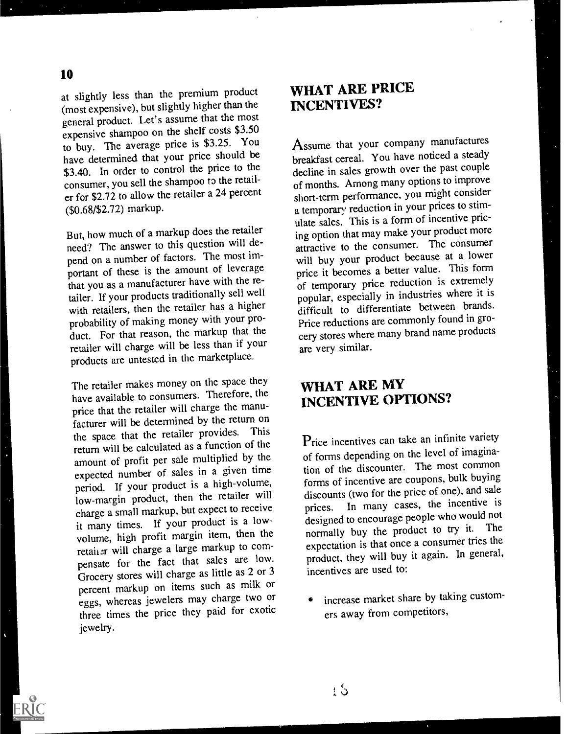at slightly less than the premium product (most expensive), but slightly higher than the general product. Let's assume that the most expensive shampoo on the shelf costs $3.50 to buy. The average price is $3.25. You have determined that your price should be $3.40. In order to control the price to the consumer, you sell the shampoo to the retailer for $2.72 to allow the retailer a 24 percent ($0.68/$2.72) markup.

But, how much of a markup does the retailer need? The answer to this question will depend on a number of factors. The most important of these is the amount of leverage that you as a manufacturer have with the retailer. If your products traditionally sell well with retailers, then the retailer has a higher probability of making money with your product. For that reason, the markup that the retailer will charge will be less than if your products are untested in the marketplace.

The retailer makes money on the space they have available to consumers. Therefore, the price that the retailer will charge the manufacturer will be determined by the return on the space that the retailer provides. This return will be calculated as a function of the amount of profit per sale multiplied by the expected number of sales in a given time period. If your product is a high-volume, low-margin product, then the retailer will charge a small markup, but expect to receive it many times. If your product is a low-volume, high profit margin item, then the retailer will charge a large markup to compensate for the fact that sales are low. Grocery stores will charge as little as 2 or 3 percent markup on items such as milk or eggs, whereas jewelers may charge two or three times the price they paid for exotic jewelry.

## WHAT ARE PRICE INCENTIVES?

Assume that your company manufactures breakfast cereal. You have noticed a steady decline in sales growth over the past couple of months. Among many options to improve short-term performance, you might consider a temporary reduction in your prices to stimulate sales. This is a form of incentive pricing option that may make your product more attractive to the consumer. The consumer will buy your product because at a lower price it becomes a better value. This form of temporary price reduction is extremely popular, especially in industries where it is difficult to differentiate between brands. Price reductions are commonly found in grocery stores where many brand name products are very similar.

## WHAT ARE MY INCENTIVE OPTIONS?

Price incentives can take an infinite variety of forms depending on the level of imagination of the discounter. The most common forms of incentive are coupons, bulk buying discounts (two for the price of one), and sale prices. In many cases, the incentive is designed to encourage people who would not normally buy the product to try it. The expectation is that once a consumer tries the product, they will buy it again. In general, incentives are used to:

- increase market share by taking customers away from competitors,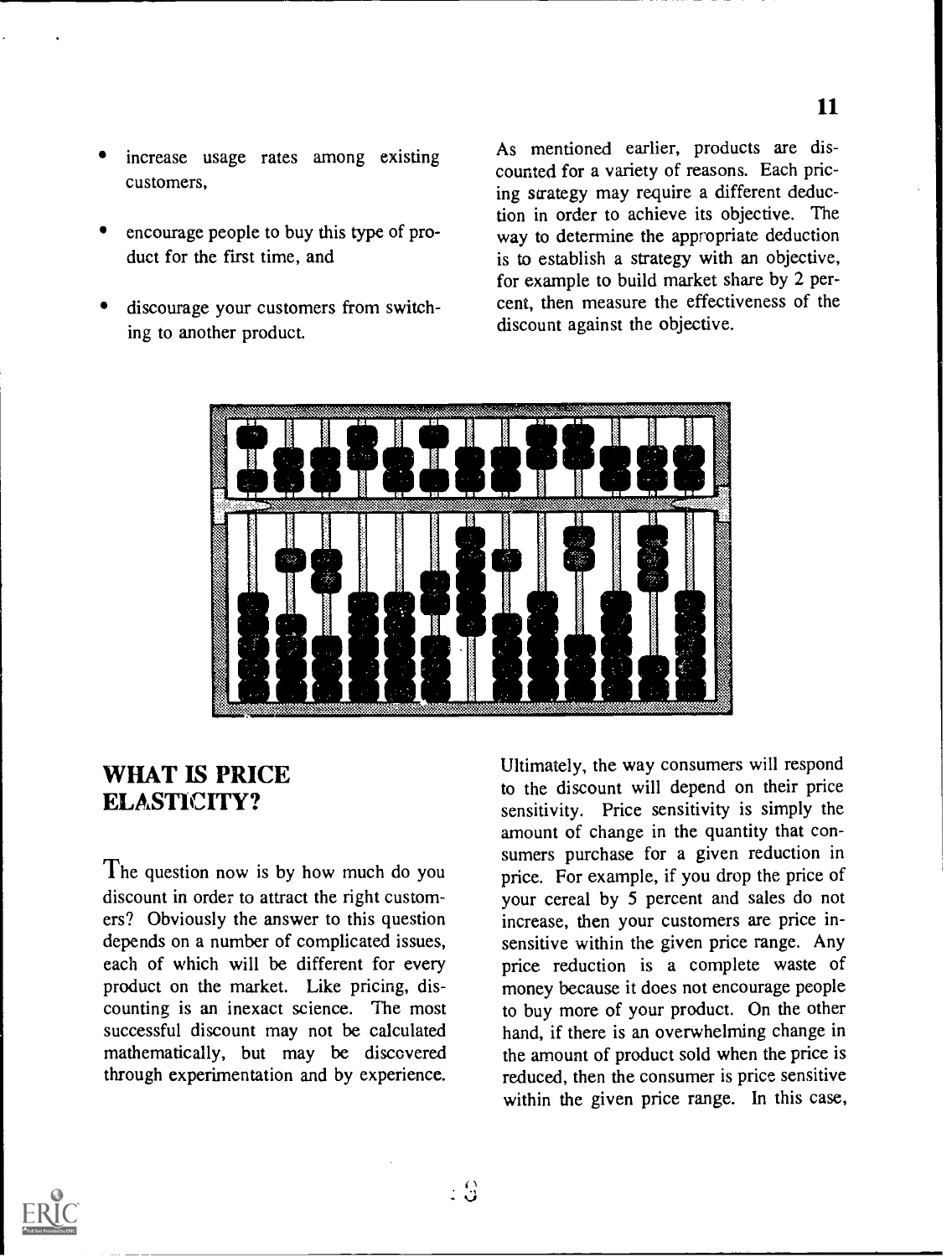- increase usage rates among existing customers,
- encourage people to buy this type of product for the first time, and
- discourage your customers from switching to another product.

As mentioned earlier, products are discounted for a variety of reasons. Each pricing strategy may require a different deduction in order to achieve its objective. The way to determine the appropriate deduction is to establish a strategy with an objective, for example to build market share by 2 percent, then measure the effectiveness of the discount against the objective.

## WHAT IS PRICE ELASTICITY?

The question now is by how much do you discount in order to attract the right customers? Obviously the answer to this question depends on a number of complicated issues, each of which will be different for every product on the market. Like pricing, discounting is an inexact science. The most successful discount may not be calculated mathematically, but may be discovered through experimentation and by experience.

Ultimately, the way consumers will respond to the discount will depend on their price sensitivity. Price sensitivity is simply the amount of change in the quantity that consumers purchase for a given reduction in price. For example, if you drop the price of your cereal by 5 percent and sales do not increase, then your customers are price insensitive within the given price range. Any price reduction is a complete waste of money because it does not encourage people to buy more of your product. On the other hand, if there is an overwhelming change in the amount of product sold when the price is reduced, then the consumer is price sensitive within the given price range. In this case,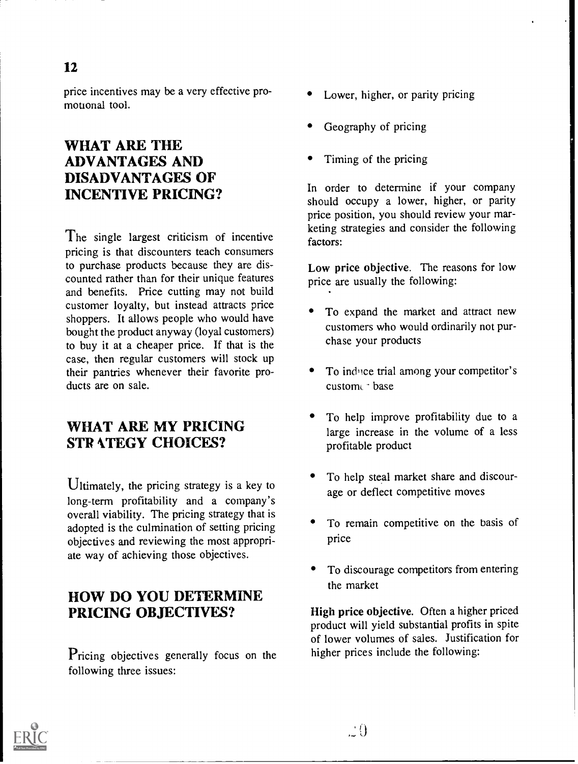price incentives may be a very effective promotional tool.

## WHAT ARE THE ADVANTAGES AND DISADVANTAGES OF INCENTIVE PRICING?

The single largest criticism of incentive pricing is that discounters teach consumers to purchase products because they are discounted rather than for their unique features and benefits. Price cutting may not build customer loyalty, but instead attracts price shoppers. It allows people who would have bought the product anyway (loyal customers) to buy it at a cheaper price. If that is the case, then regular customers will stock up their pantries whenever their favorite products are on sale.

## WHAT ARE MY PRICING STRATEGY CHOICES?

Ultimately, the pricing strategy is a key to long-term profitability and a company's overall viability. The pricing strategy that is adopted is the culmination of setting pricing objectives and reviewing the most appropriate way of achieving those objectives.

## HOW DO YOU DETERMINE PRICING OBJECTIVES?

Pricing objectives generally focus on the following three issues:

- Lower, higher, or parity pricing
- Geography of pricing
- Timing of the pricing

In order to determine if your company should occupy a lower, higher, or parity price position, you should review your marketing strategies and consider the following factors:

**Low price objective**. The reasons for low price are usually the following:

- To expand the market and attract new customers who would ordinarily not purchase your products
- To induce trial among your competitor's customer base
- To help improve profitability due to a large increase in the volume of a less profitable product
- To help steal market share and discourage or deflect competitive moves
- To remain competitive on the basis of price
- To discourage competitors from entering the market

**High price objective**. Often a higher priced product will yield substantial profits in spite of lower volumes of sales. Justification for higher prices include the following: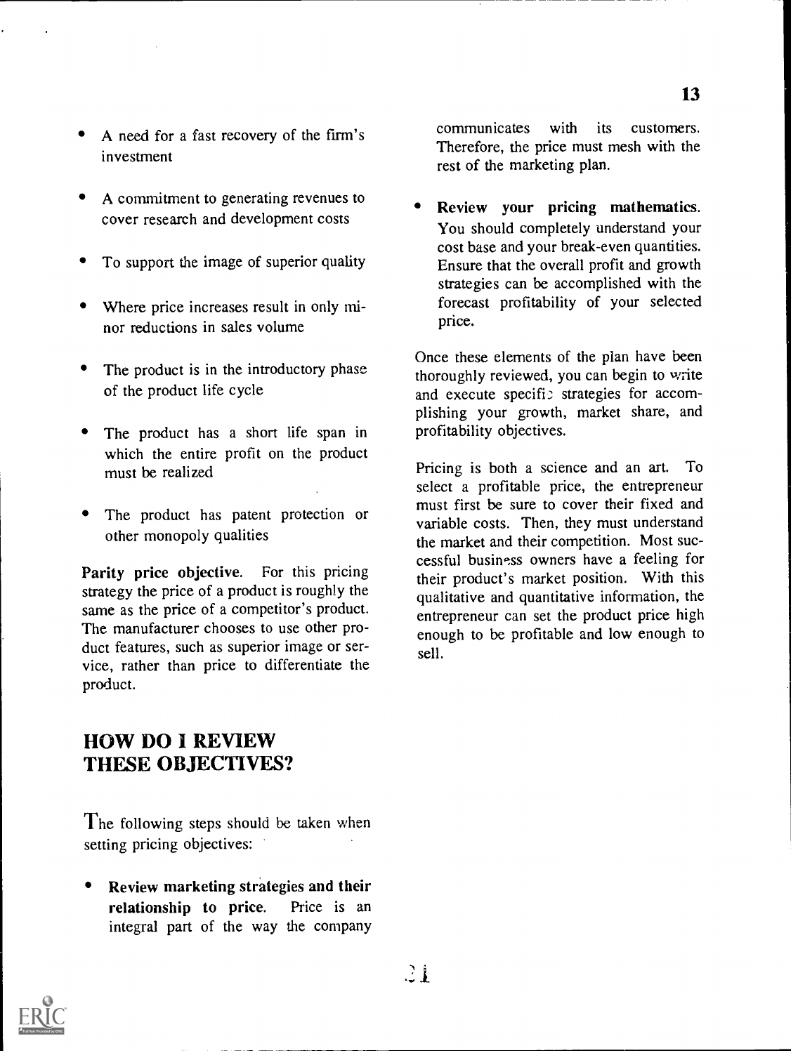- A need for a fast recovery of the firm's investment
- A commitment to generating revenues to cover research and development costs
- To support the image of superior quality
- Where price increases result in only minor reductions in sales volume
- The product is in the introductory phase of the product life cycle
- The product has a short life span in which the entire profit on the product must be realized
- The product has patent protection or other monopoly qualities

**Parity price objective.** For this pricing strategy the price of a product is roughly the same as the price of a competitor's product. The manufacturer chooses to use other product features, such as superior image or service, rather than price to differentiate the product.

## HOW DO I REVIEW THESE OBJECTIVES?

The following steps should be taken when setting pricing objectives:

- **Review marketing strategies and their relationship to price.** Price is an integral part of the way the company communicates with its customers. Therefore, the price must mesh with the rest of the marketing plan.
- **Review your pricing mathematics.** You should completely understand your cost base and your break-even quantities. Ensure that the overall profit and growth strategies can be accomplished with the forecast profitability of your selected price.

Once these elements of the plan have been thoroughly reviewed, you can begin to write and execute specific strategies for accomplishing your growth, market share, and profitability objectives.

Pricing is both a science and an art. To select a profitable price, the entrepreneur must first be sure to cover their fixed and variable costs. Then, they must understand the market and their competition. Most successful business owners have a feeling for their product's market position. With this qualitative and quantitative information, the entrepreneur can set the product price high enough to be profitable and low enough to sell.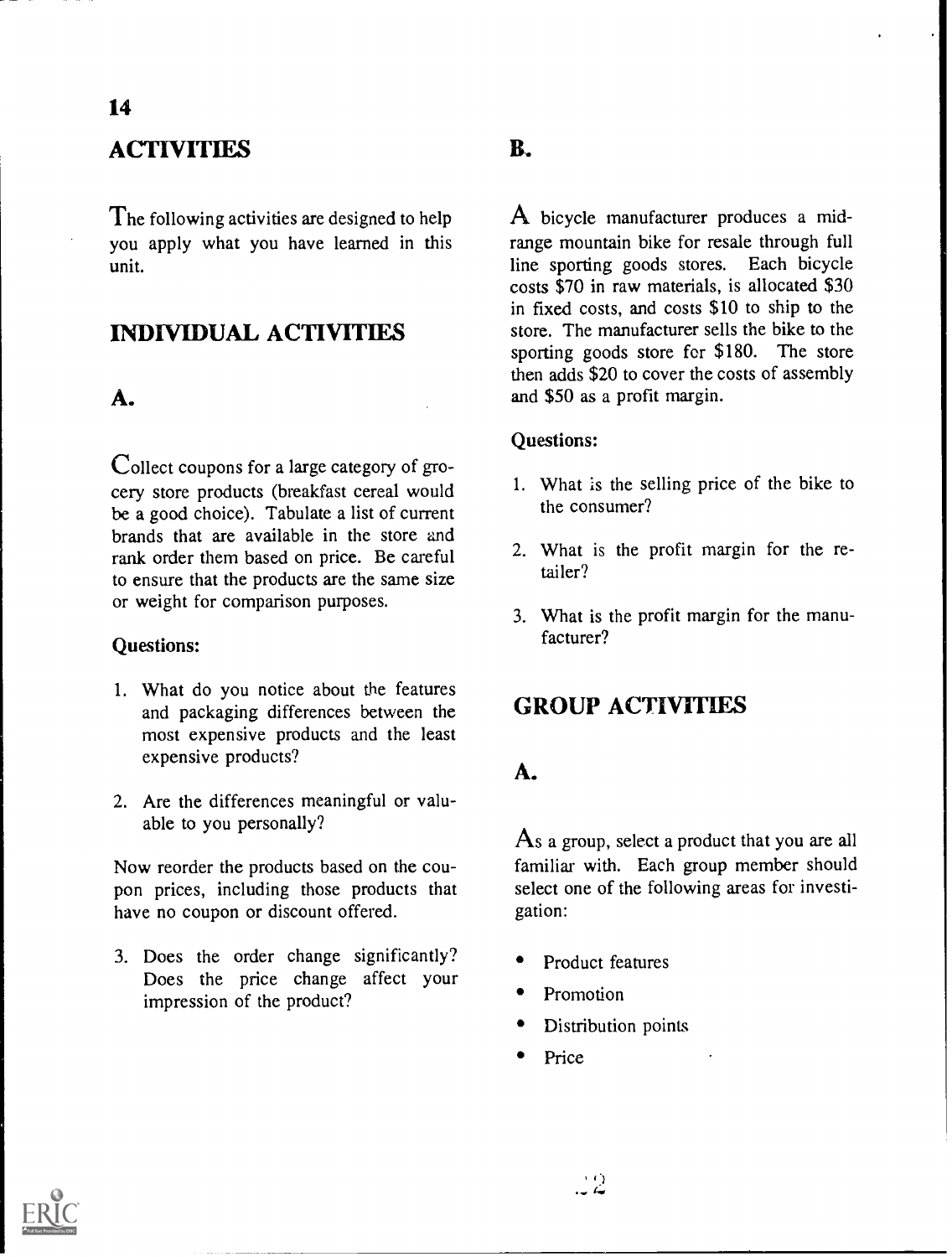# ACTIVITIES

The following activities are designed to help you apply what you have learned in this unit.

## INDIVIDUAL ACTIVITIES

### A.

Collect coupons for a large category of grocery store products (breakfast cereal would be a good choice). Tabulate a list of current brands that are available in the store and rank order them based on price. Be careful to ensure that the products are the same size or weight for comparison purposes.

**Questions:**

1. What do you notice about the features and packaging differences between the most expensive products and the least expensive products?
2. Are the differences meaningful or valuable to you personally?

Now reorder the products based on the coupon prices, including those products that have no coupon or discount offered.

3. Does the order change significantly? Does the price change affect your impression of the product?

### B.

A bicycle manufacturer produces a mid-range mountain bike for resale through full line sporting goods stores. Each bicycle costs $70 in raw materials, is allocated $30 in fixed costs, and costs $10 to ship to the store. The manufacturer sells the bike to the sporting goods store for $180. The store then adds $20 to cover the costs of assembly and $50 as a profit margin.

**Questions:**

1. What is the selling price of the bike to the consumer?
2. What is the profit margin for the retailer?
3. What is the profit margin for the manufacturer?

## GROUP ACTIVITIES

### A.

As a group, select a product that you are all familiar with. Each group member should select one of the following areas for investigation:

- Product features
- Promotion
- Distribution points
- Price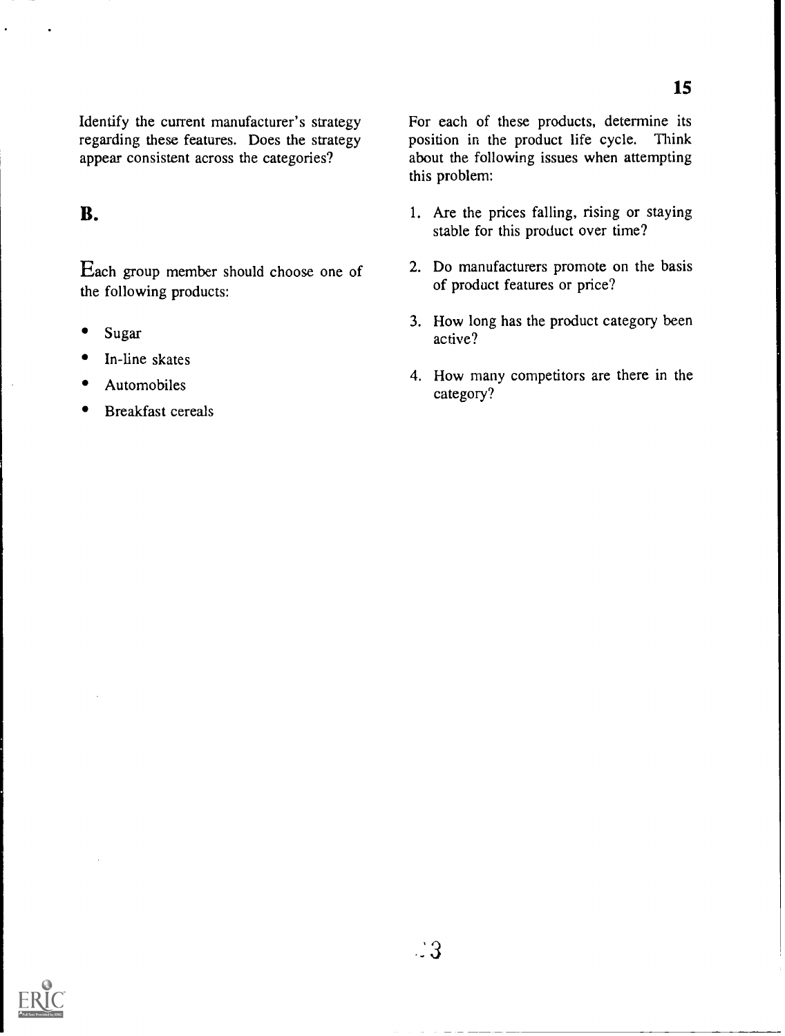Identify the current manufacturer's strategy regarding these features. Does the strategy appear consistent across the categories?

## B.

Each group member should choose one of the following products:

- Sugar
- In-line skates
- Automobiles
- Breakfast cereals

For each of these products, determine its position in the product life cycle. Think about the following issues when attempting this problem:

1. Are the prices falling, rising or staying stable for this product over time?
2. Do manufacturers promote on the basis of product features or price?
3. How long has the product category been active?
4. How many competitors are there in the category?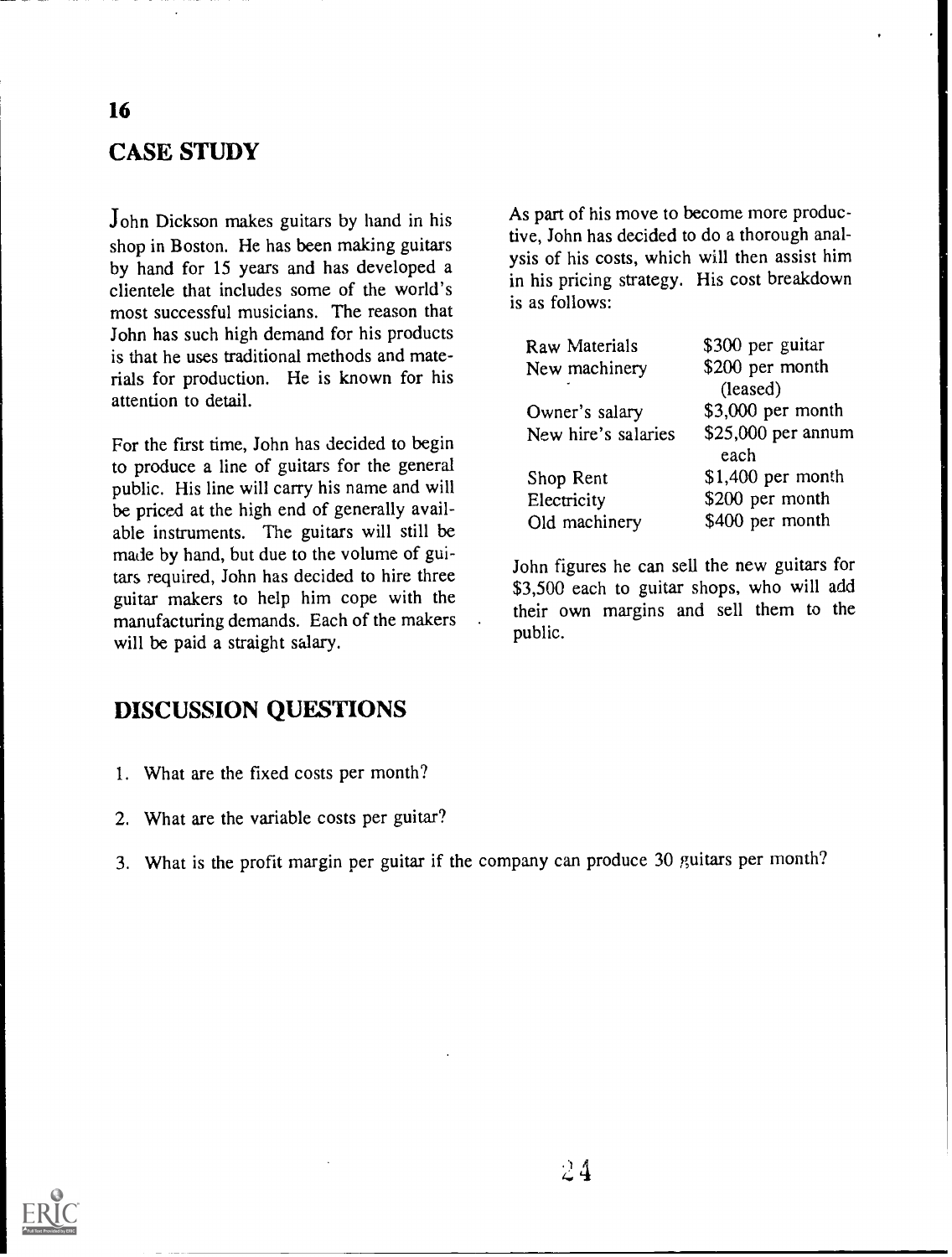## CASE STUDY

John Dickson makes guitars by hand in his shop in Boston. He has been making guitars by hand for 15 years and has developed a clientele that includes some of the world's most successful musicians. The reason that John has such high demand for his products is that he uses traditional methods and materials for production. He is known for his attention to detail.

For the first time, John has decided to begin to produce a line of guitars for the general public. His line will carry his name and will be priced at the high end of generally available instruments. The guitars will still be made by hand, but due to the volume of guitars required, John has decided to hire three guitar makers to help him cope with the manufacturing demands. Each of the makers will be paid a straight salary.

As part of his move to become more productive, John has decided to do a thorough analysis of his costs, which will then assist him in his pricing strategy. His cost breakdown is as follows:

| | |
|---|---|
| Raw Materials | \$300 per guitar |
| New machinery | \$200 per month (leased) |
| Owner's salary | \$3,000 per month |
| New hire's salaries | \$25,000 per annum each |
| Shop Rent | \$1,400 per month |
| Electricity | \$200 per month |
| Old machinery | \$400 per month |

John figures he can sell the new guitars for \$3,500 each to guitar shops, who will add their own margins and sell them to the public.

## DISCUSSION QUESTIONS

1. What are the fixed costs per month?
2. What are the variable costs per guitar?
3. What is the profit margin per guitar if the company can produce 30 guitars per month?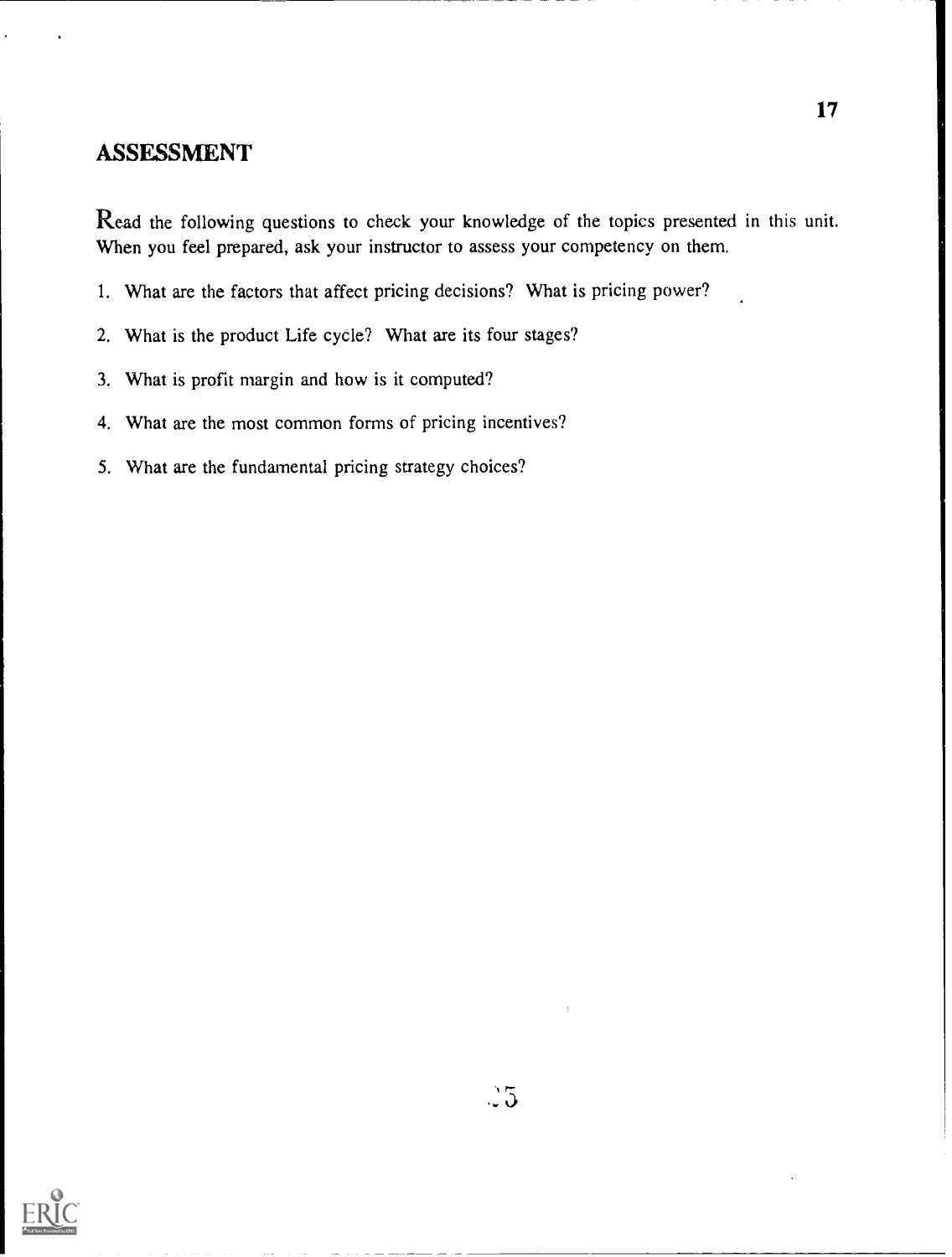## ASSESSMENT

Read the following questions to check your knowledge of the topics presented in this unit. When you feel prepared, ask your instructor to assess your competency on them.

1. What are the factors that affect pricing decisions? What is pricing power?
2. What is the product Life cycle? What are its four stages?
3. What is profit margin and how is it computed?
4. What are the most common forms of pricing incentives?
5. What are the fundamental pricing strategy choices?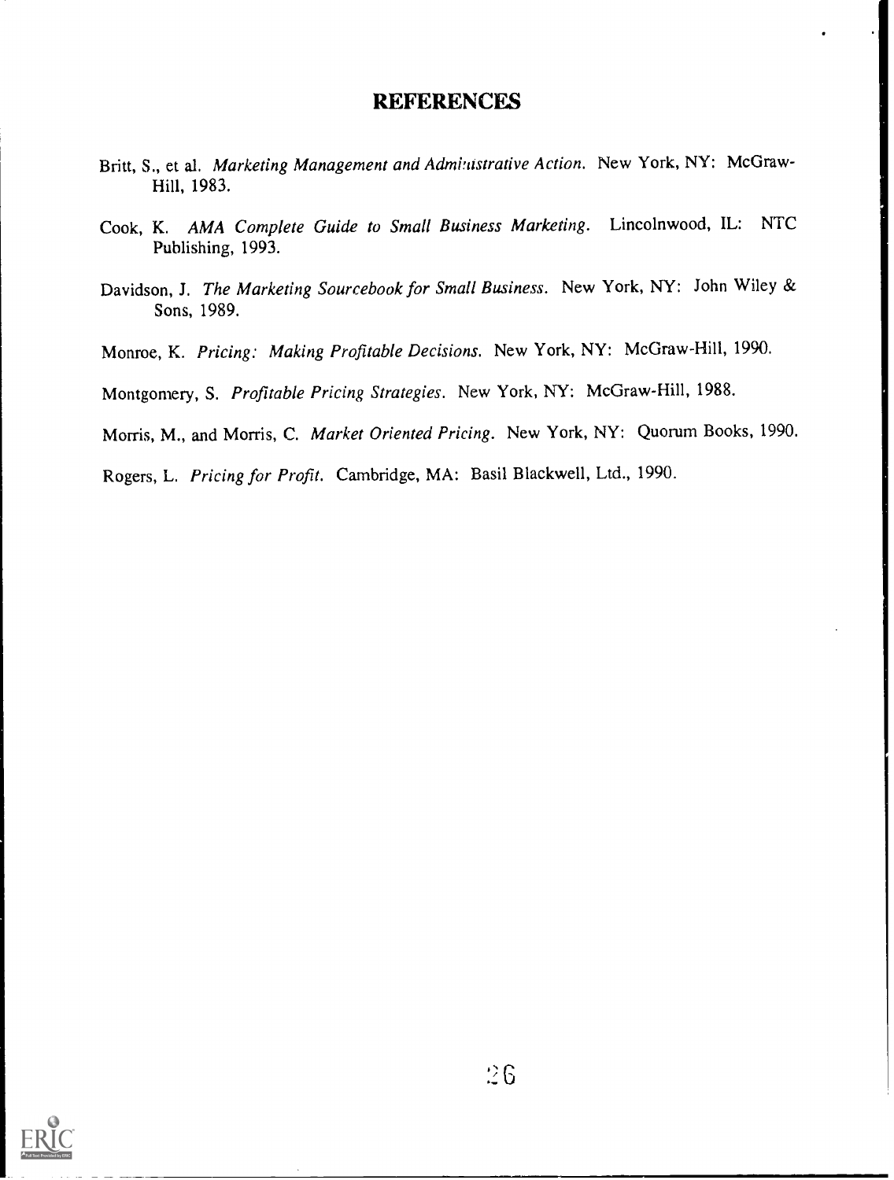# REFERENCES

Britt, S., et al. *Marketing Management and Administrative Action.* New York, NY: McGraw-Hill, 1983.

Cook, K. *AMA Complete Guide to Small Business Marketing.* Lincolnwood, IL: NTC Publishing, 1993.

Davidson, J. *The Marketing Sourcebook for Small Business.* New York, NY: John Wiley & Sons, 1989.

Monroe, K. *Pricing: Making Profitable Decisions.* New York, NY: McGraw-Hill, 1990.

Montgomery, S. *Profitable Pricing Strategies.* New York, NY: McGraw-Hill, 1988.

Morris, M., and Morris, C. *Market Oriented Pricing.* New York, NY: Quorum Books, 1990.

Rogers, L. *Pricing for Profit.* Cambridge, MA: Basil Blackwell, Ltd., 1990.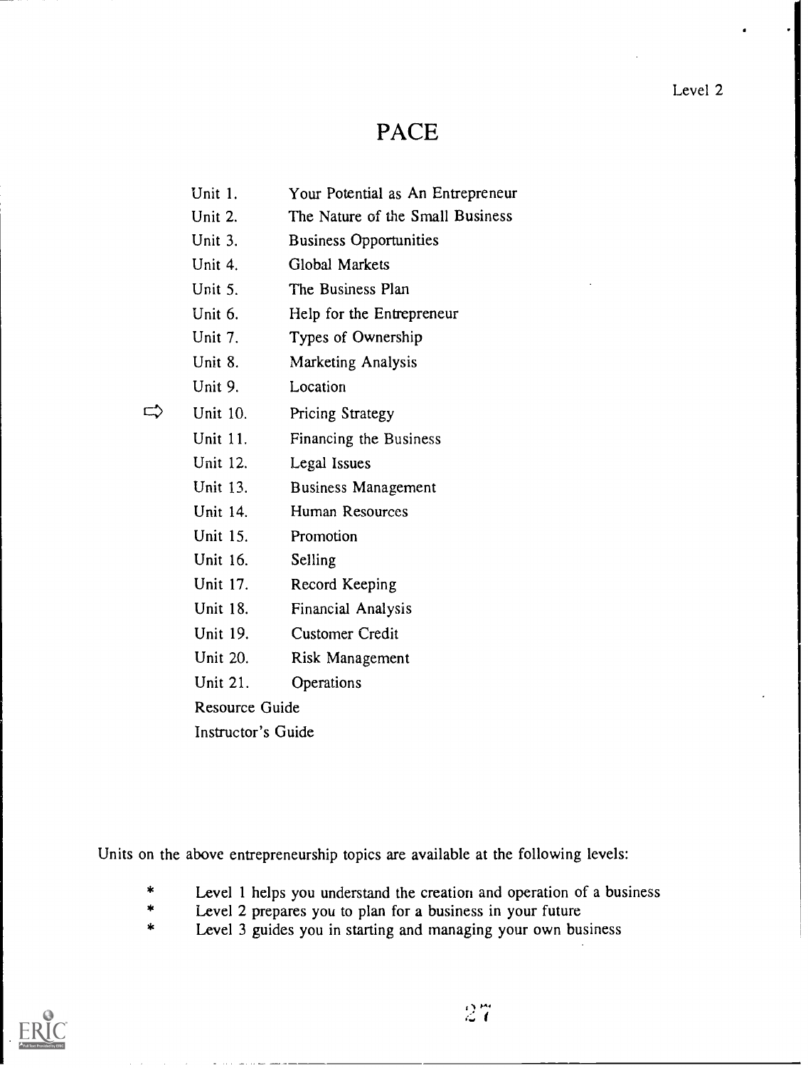Level 2

# PACE

- Unit 1. Your Potential as An Entrepreneur
- Unit 2. The Nature of the Small Business
- Unit 3. Business Opportunities
- Unit 4. Global Markets
- Unit 5. The Business Plan
- Unit 6. Help for the Entrepreneur
- Unit 7. Types of Ownership
- Unit 8. Marketing Analysis
- Unit 9. Location
- ⇨ Unit 10. Pricing Strategy
- Unit 11. Financing the Business
- Unit 12. Legal Issues
- Unit 13. Business Management
- Unit 14. Human Resources
- Unit 15. Promotion
- Unit 16. Selling
- Unit 17. Record Keeping
- Unit 18. Financial Analysis
- Unit 19. Customer Credit
- Unit 20. Risk Management
- Unit 21. Operations
- Resource Guide
- Instructor's Guide

Units on the above entrepreneurship topics are available at the following levels:

- Level 1 helps you understand the creation and operation of a business
- Level 2 prepares you to plan for a business in your future
- Level 3 guides you in starting and managing your own business